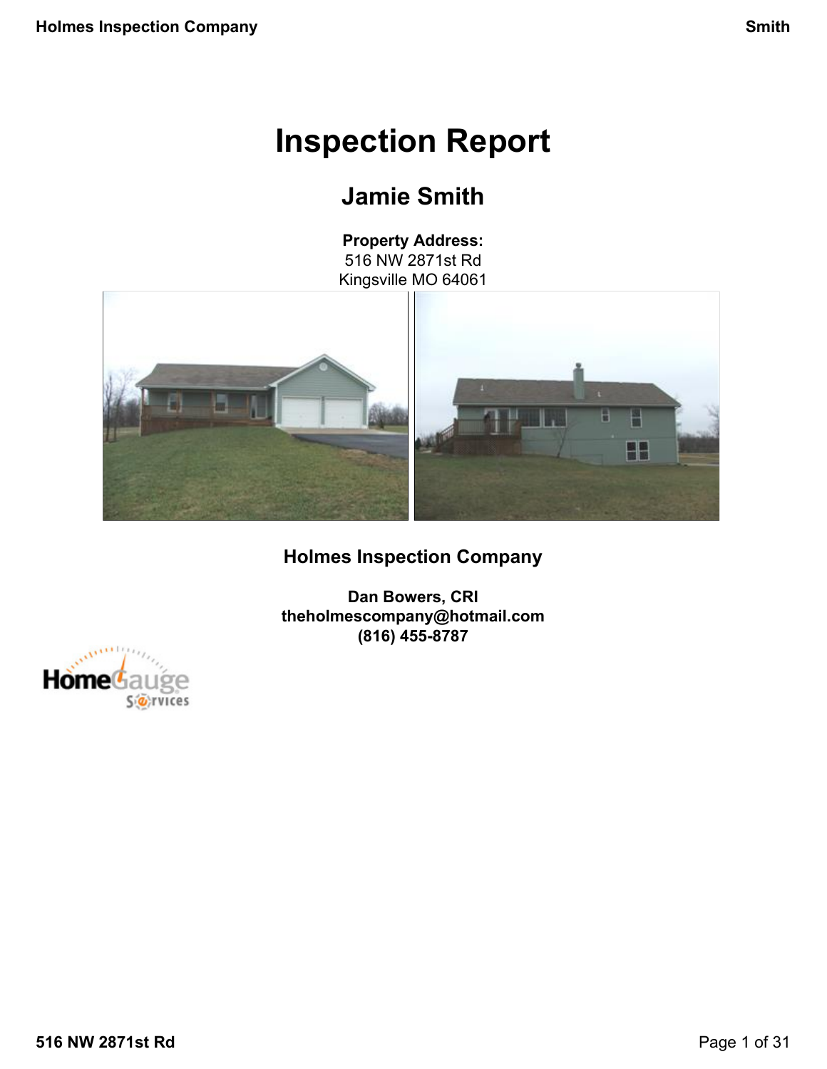# Inspection Report

## Jamie Smith

**Property Address:**
516 NW 2871st Rd
Kingsville MO 64061

### Holmes Inspection Company

**Dan Bowers, CRI**
**theholmescompany@hotmail.com**
**(816) 455-8787**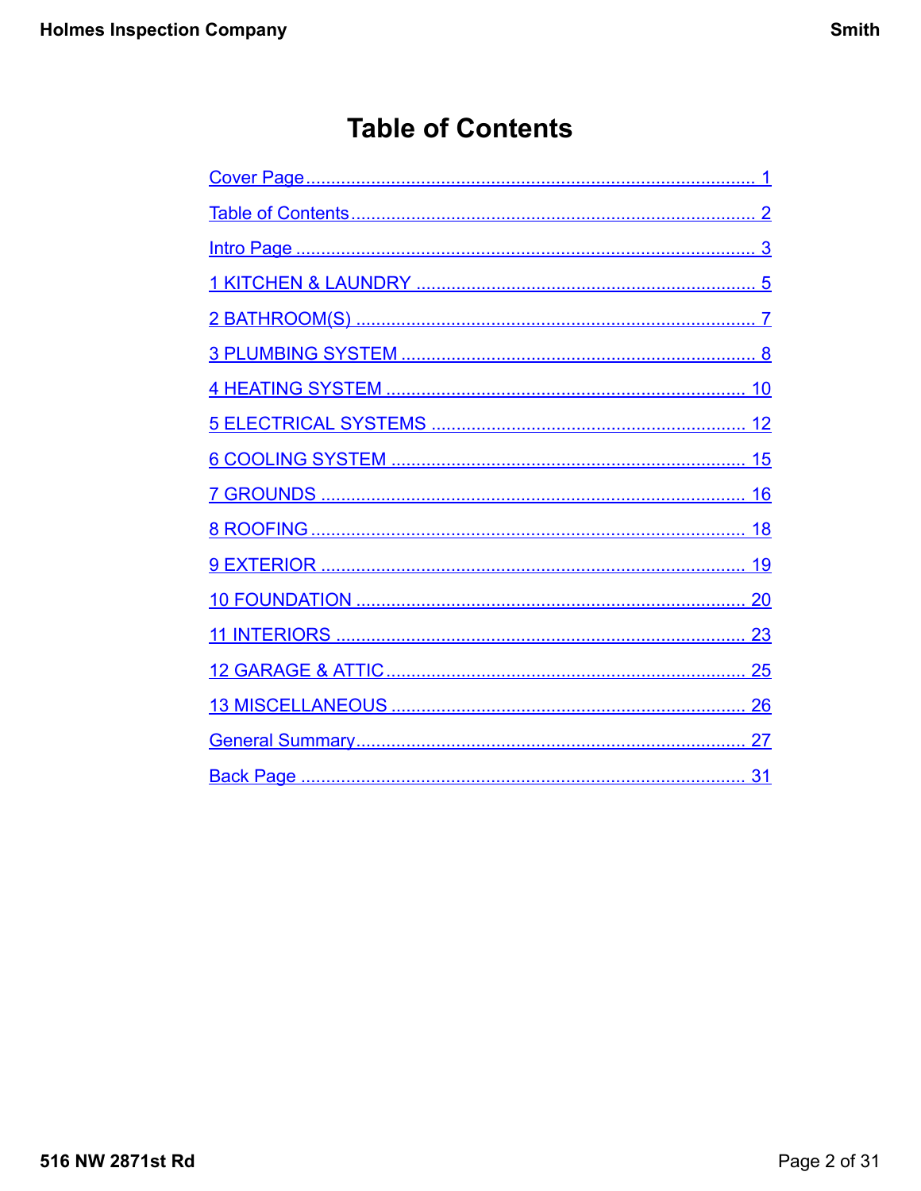# Table of Contents

- Cover Page ........ 1
- Table of Contents ........ 2
- Intro Page ........ 3
- 1 KITCHEN & LAUNDRY ........ 5
- 2 BATHROOM(S) ........ 7
- 3 PLUMBING SYSTEM ........ 8
- 4 HEATING SYSTEM ........ 10
- 5 ELECTRICAL SYSTEMS ........ 12
- 6 COOLING SYSTEM ........ 15
- 7 GROUNDS ........ 16
- 8 ROOFING ........ 18
- 9 EXTERIOR ........ 19
- 10 FOUNDATION ........ 20
- 11 INTERIORS ........ 23
- 12 GARAGE & ATTIC ........ 25
- 13 MISCELLANEOUS ........ 26
- General Summary ........ 27
- Back Page ........ 31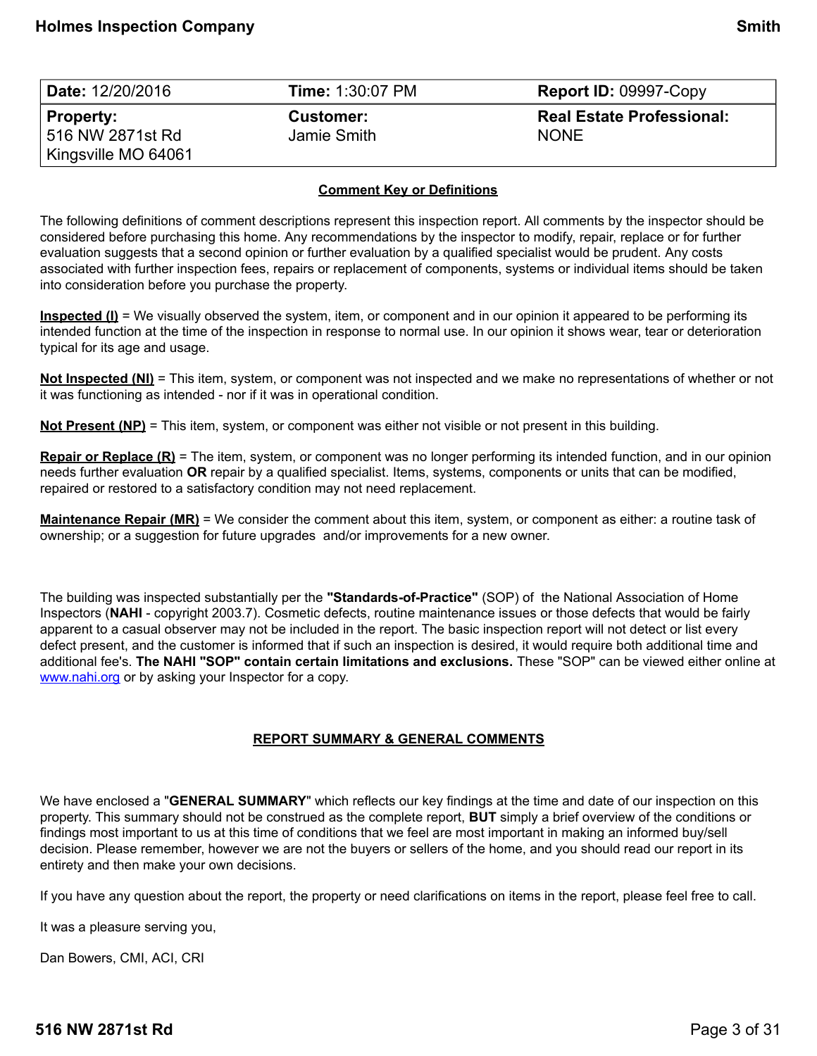| **Date:** 12/20/2016 | **Time:** 1:30:07 PM | **Report ID:** 09997-Copy |
|---|---|---|
| **Property:** 516 NW 2871st Rd Kingsville MO 64061 | **Customer:** Jamie Smith | **Real Estate Professional:** NONE |

## Comment Key or Definitions

The following definitions of comment descriptions represent this inspection report. All comments by the inspector should be considered before purchasing this home. Any recommendations by the inspector to modify, repair, replace or for further evaluation suggests that a second opinion or further evaluation by a qualified specialist would be prudent. Any costs associated with further inspection fees, repairs or replacement of components, systems or individual items should be taken into consideration before you purchase the property.

**Inspected (I)** = We visually observed the system, item, or component and in our opinion it appeared to be performing its intended function at the time of the inspection in response to normal use. In our opinion it shows wear, tear or deterioration typical for its age and usage.

**Not Inspected (NI)** = This item, system, or component was not inspected and we make no representations of whether or not it was functioning as intended - nor if it was in operational condition.

**Not Present (NP)** = This item, system, or component was either not visible or not present in this building.

**Repair or Replace (R)** = The item, system, or component was no longer performing its intended function, and in our opinion needs further evaluation **OR** repair by a qualified specialist. Items, systems, components or units that can be modified, repaired or restored to a satisfactory condition may not need replacement.

**Maintenance Repair (MR)** = We consider the comment about this item, system, or component as either: a routine task of ownership; or a suggestion for future upgrades and/or improvements for a new owner.

The building was inspected substantially per the **"Standards-of-Practice"** (SOP) of the National Association of Home Inspectors (**NAHI** - copyright 2003.7). Cosmetic defects, routine maintenance issues or those defects that would be fairly apparent to a casual observer may not be included in the report. The basic inspection report will not detect or list every defect present, and the customer is informed that if such an inspection is desired, it would require both additional time and additional fee's. **The NAHI "SOP" contain certain limitations and exclusions.** These "SOP" can be viewed either online at www.nahi.org or by asking your Inspector for a copy.

## REPORT SUMMARY & GENERAL COMMENTS

We have enclosed a "**GENERAL SUMMARY**" which reflects our key findings at the time and date of our inspection on this property. This summary should not be construed as the complete report, **BUT** simply a brief overview of the conditions or findings most important to us at this time of conditions that we feel are most important in making an informed buy/sell decision. Please remember, however we are not the buyers or sellers of the home, and you should read our report in its entirety and then make your own decisions.

If you have any question about the report, the property or need clarifications on items in the report, please feel free to call.

It was a pleasure serving you,

Dan Bowers, CMI, ACI, CRI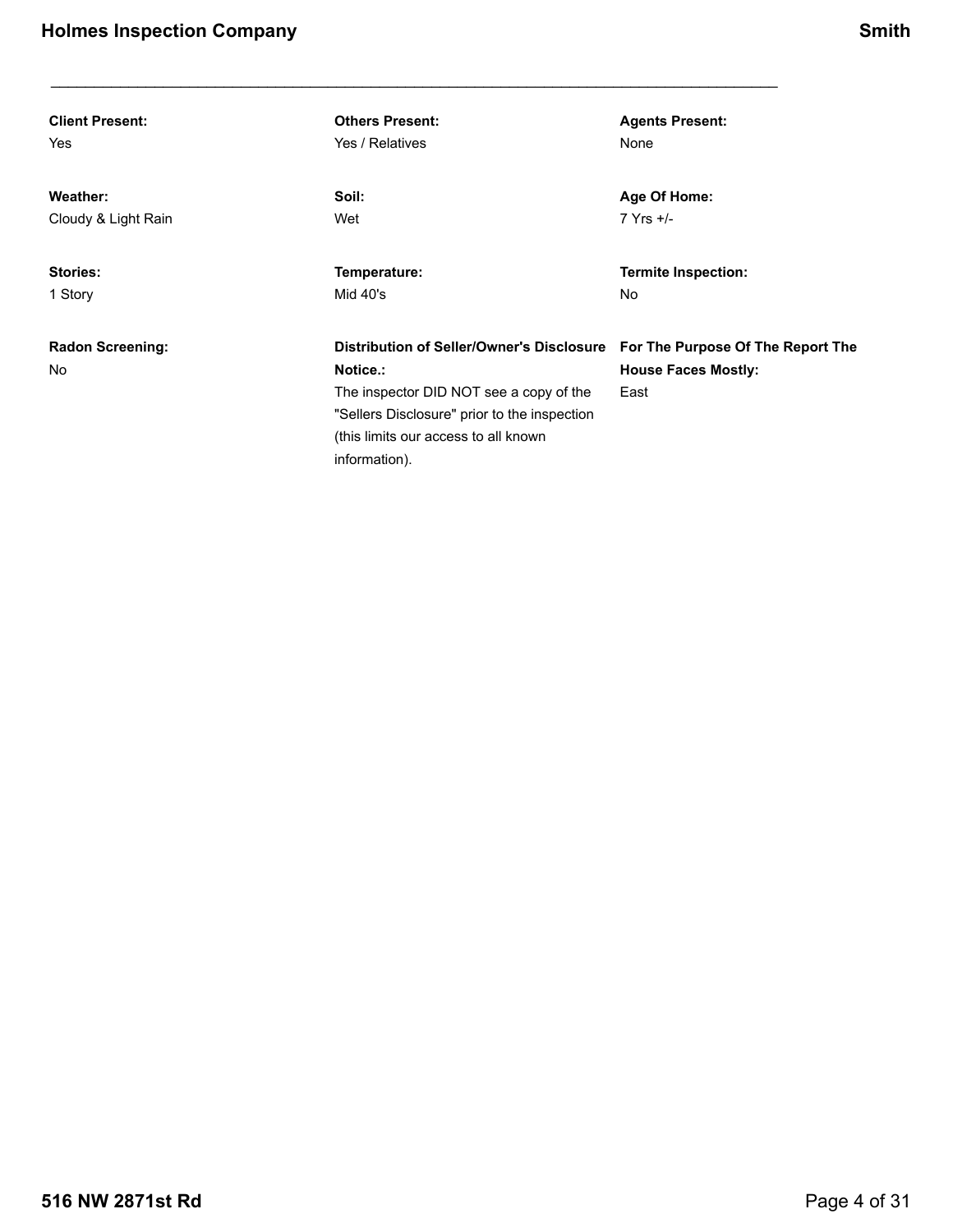**Client Present:**
Yes

**Others Present:**
Yes / Relatives

**Agents Present:**
None

**Weather:**
Cloudy & Light Rain

**Soil:**
Wet

**Age Of Home:**
7 Yrs +/-

**Stories:**
1 Story

**Temperature:**
Mid 40's

**Termite Inspection:**
No

**Radon Screening:**
No

**Distribution of Seller/Owner's Disclosure Notice.:**
The inspector DID NOT see a copy of the "Sellers Disclosure" prior to the inspection (this limits our access to all known information).

**For The Purpose Of The Report The House Faces Mostly:**
East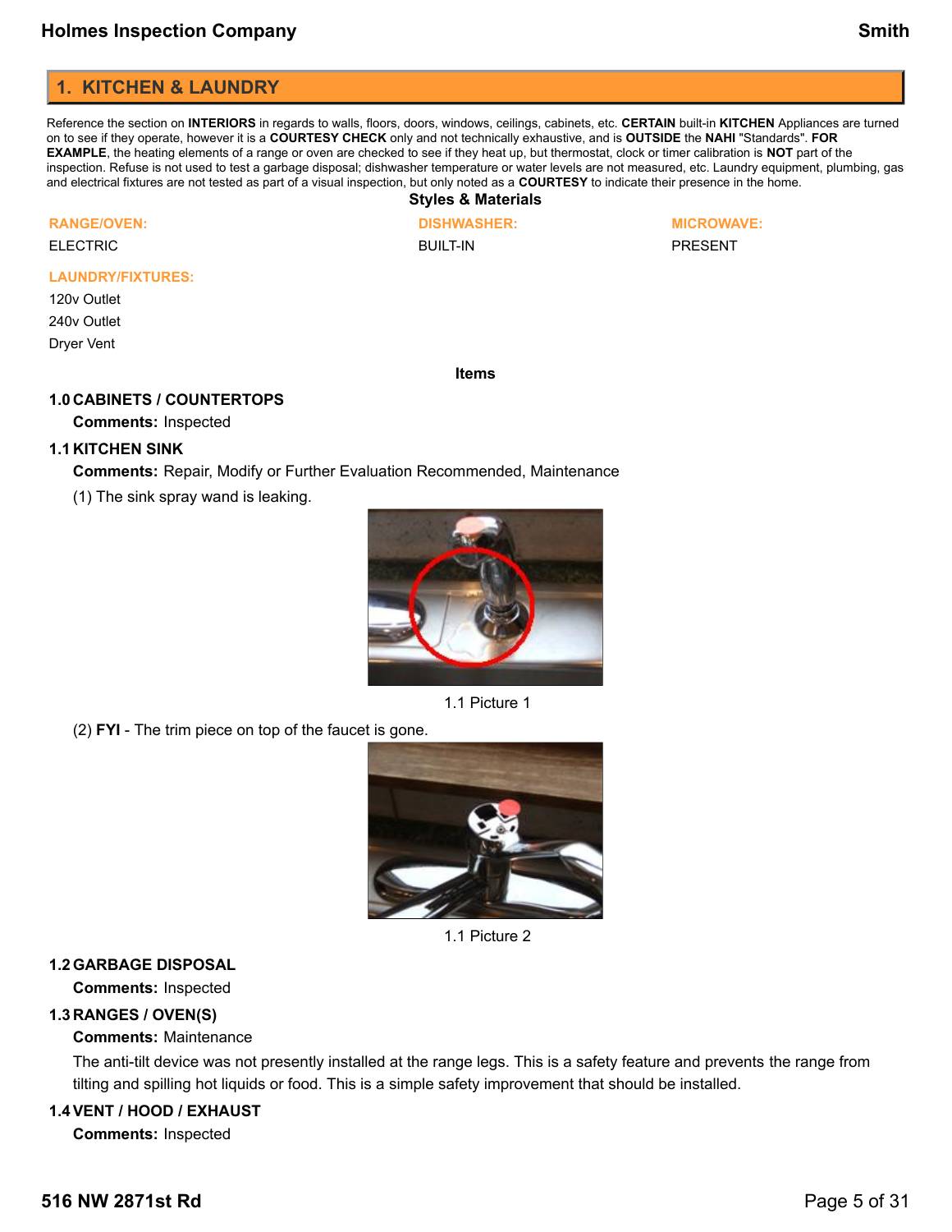## 1. KITCHEN & LAUNDRY

Reference the section on **INTERIORS** in regards to walls, floors, doors, windows, ceilings, cabinets, etc. **CERTAIN** built-in **KITCHEN** Appliances are turned on to see if they operate, however it is a **COURTESY CHECK** only and not technically exhaustive, and is **OUTSIDE** the **NAHI** "Standards". **FOR EXAMPLE**, the heating elements of a range or oven are checked to see if they heat up, but thermostat, clock or timer calibration is **NOT** part of the inspection. Refuse is not used to test a garbage disposal; dishwasher temperature or water levels are not measured, etc. Laundry equipment, plumbing, gas and electrical fixtures are not tested as part of a visual inspection, but only noted as a **COURTESY** to indicate their presence in the home.

**Styles & Materials**

**RANGE/OVEN:**
ELECTRIC

**DISHWASHER:**
BUILT-IN

**MICROWAVE:**
PRESENT

**LAUNDRY/FIXTURES:**
120v Outlet
240v Outlet
Dryer Vent

**Items**

### 1.0 CABINETS / COUNTERTOPS

**Comments:** Inspected

### 1.1 KITCHEN SINK

**Comments:** Repair, Modify or Further Evaluation Recommended, Maintenance

(1) The sink spray wand is leaking.

1.1 Picture 1

(2) **FYI** - The trim piece on top of the faucet is gone.

1.1 Picture 2

### 1.2 GARBAGE DISPOSAL

**Comments:** Inspected

### 1.3 RANGES / OVEN(S)

**Comments:** Maintenance

The anti-tilt device was not presently installed at the range legs. This is a safety feature and prevents the range from tilting and spilling hot liquids or food. This is a simple safety improvement that should be installed.

### 1.4 VENT / HOOD / EXHAUST

**Comments:** Inspected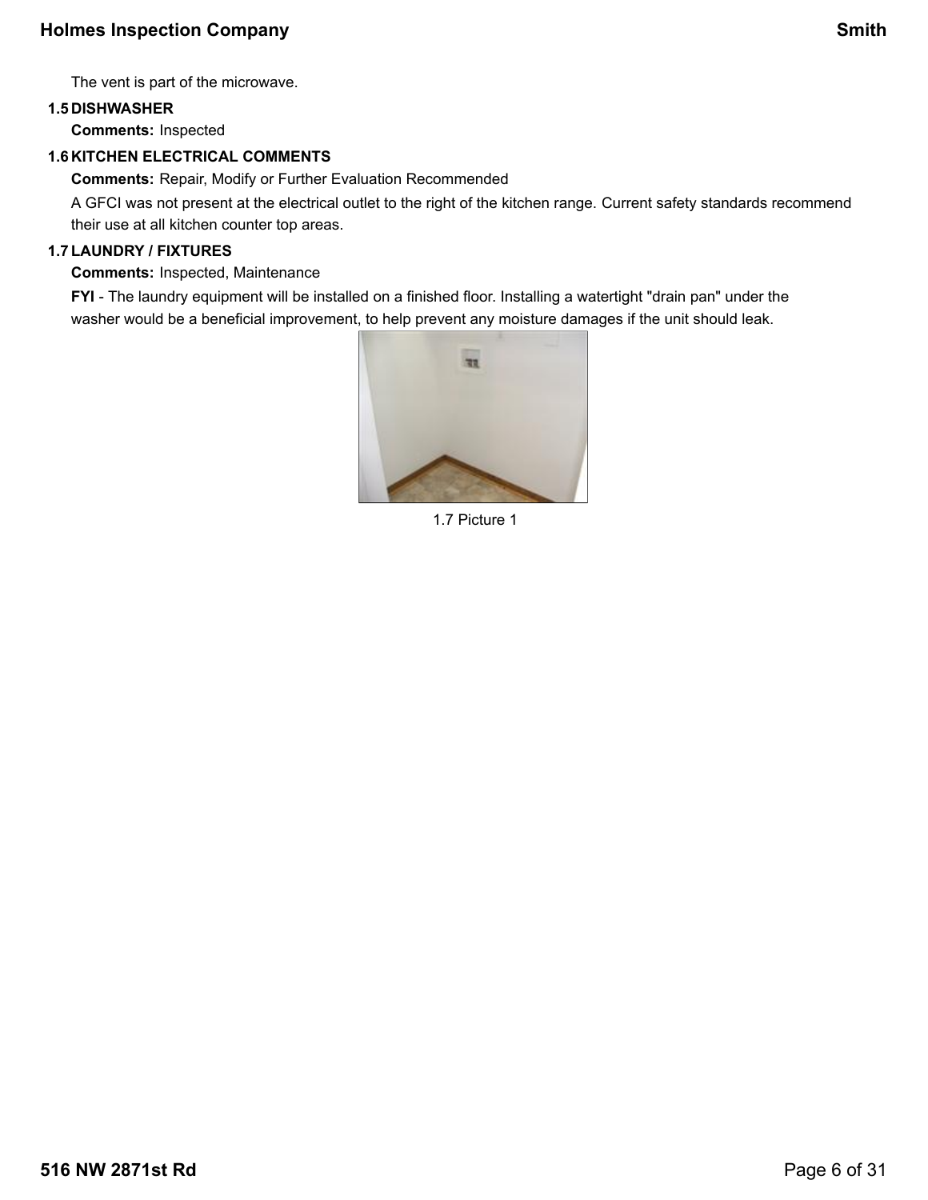The vent is part of the microwave.

**1.5 DISHWASHER**

**Comments:** Inspected

**1.6 KITCHEN ELECTRICAL COMMENTS**

**Comments:** Repair, Modify or Further Evaluation Recommended

A GFCI was not present at the electrical outlet to the right of the kitchen range. Current safety standards recommend their use at all kitchen counter top areas.

**1.7 LAUNDRY / FIXTURES**

**Comments:** Inspected, Maintenance

**FYI** - The laundry equipment will be installed on a finished floor. Installing a watertight "drain pan" under the washer would be a beneficial improvement, to help prevent any moisture damages if the unit should leak.

1.7 Picture 1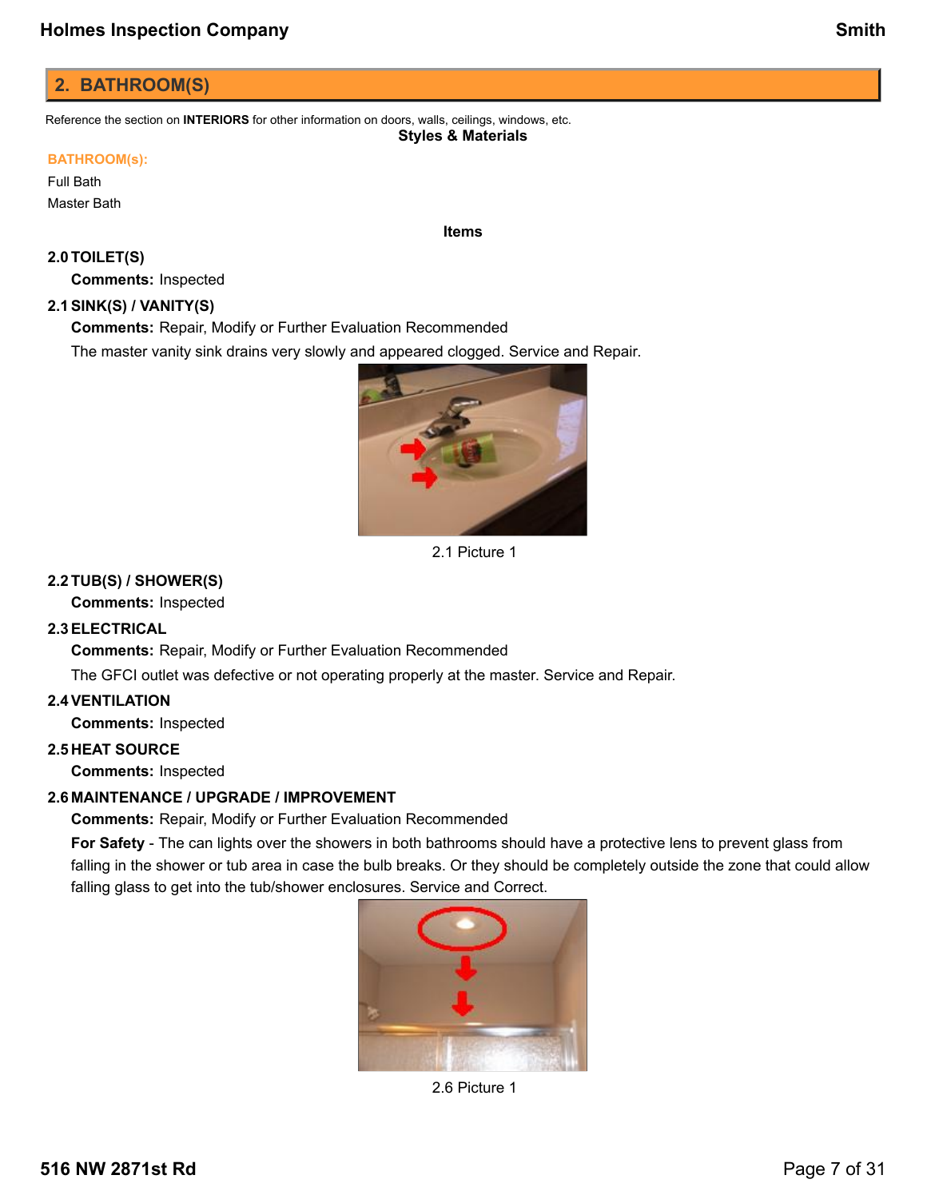## 2. BATHROOM(S)

Reference the section on **INTERIORS** for other information on doors, walls, ceilings, windows, etc.

**Styles & Materials**

**BATHROOM(s):**

Full Bath

Master Bath

**Items**

**2.0 TOILET(S)**

**Comments:** Inspected

**2.1 SINK(S) / VANITY(S)**

**Comments:** Repair, Modify or Further Evaluation Recommended

The master vanity sink drains very slowly and appeared clogged. Service and Repair.

2.1 Picture 1

**2.2 TUB(S) / SHOWER(S)**

**Comments:** Inspected

**2.3 ELECTRICAL**

**Comments:** Repair, Modify or Further Evaluation Recommended

The GFCI outlet was defective or not operating properly at the master. Service and Repair.

**2.4 VENTILATION**

**Comments:** Inspected

**2.5 HEAT SOURCE**

**Comments:** Inspected

**2.6 MAINTENANCE / UPGRADE / IMPROVEMENT**

**Comments:** Repair, Modify or Further Evaluation Recommended

**For Safety** - The can lights over the showers in both bathrooms should have a protective lens to prevent glass from falling in the shower or tub area in case the bulb breaks. Or they should be completely outside the zone that could allow falling glass to get into the tub/shower enclosures. Service and Correct.

2.6 Picture 1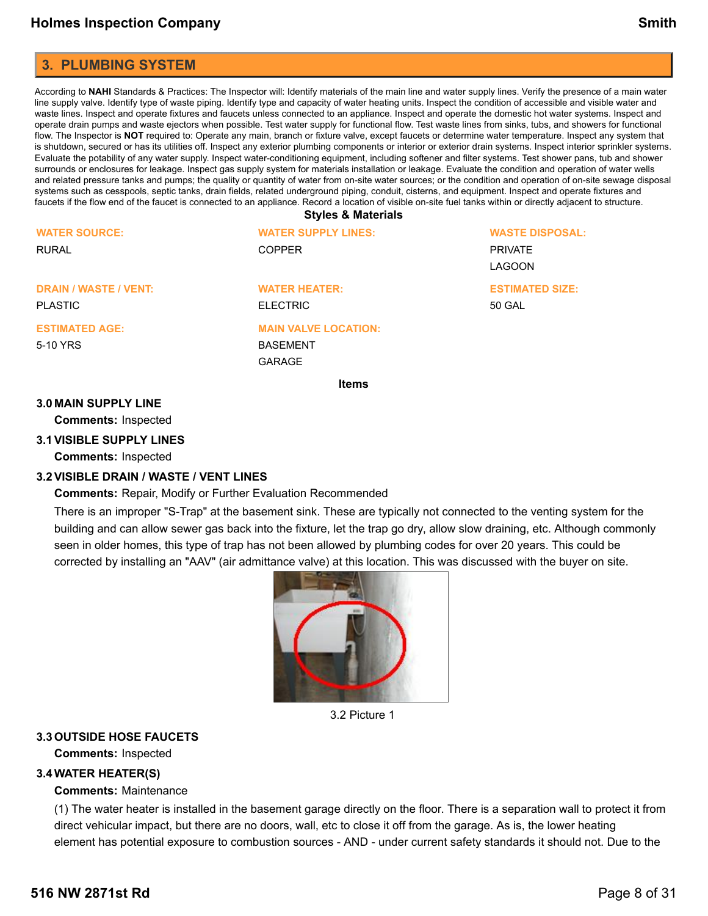## 3. PLUMBING SYSTEM

According to **NAHI** Standards & Practices: The Inspector will: Identify materials of the main line and water supply lines. Verify the presence of a main water line supply valve. Identify type of waste piping. Identify type and capacity of water heating units. Inspect the condition of accessible and visible water and waste lines. Inspect and operate fixtures and faucets unless connected to an appliance. Inspect and operate the domestic hot water systems. Inspect and operate drain pumps and waste ejectors when possible. Test water supply for functional flow. Test waste lines from sinks, tubs, and showers for functional flow. The Inspector is **NOT** required to: Operate any main, branch or fixture valve, except faucets or determine water temperature. Inspect any system that is shutdown, secured or has its utilities off. Inspect any exterior plumbing components or interior or exterior drain systems. Inspect interior sprinkler systems. Evaluate the potability of any water supply. Inspect water-conditioning equipment, including softener and filter systems. Test shower pans, tub and shower surrounds or enclosures for leakage. Inspect gas supply system for materials installation or leakage. Evaluate the condition and operation of water wells and related pressure tanks and pumps; the quality or quantity of water from on-site water sources; or the condition and operation of on-site sewage disposal systems such as cesspools, septic tanks, drain fields, related underground piping, conduit, cisterns, and equipment. Inspect and operate fixtures and faucets if the flow end of the faucet is connected to an appliance. Record a location of visible on-site fuel tanks within or directly adjacent to structure.

### Styles & Materials

**WATER SOURCE:**
RURAL

**WATER SUPPLY LINES:**
COPPER

**WASTE DISPOSAL:**
PRIVATE
LAGOON

**DRAIN / WASTE / VENT:**
PLASTIC

**WATER HEATER:**
ELECTRIC

**ESTIMATED SIZE:**
50 GAL

**ESTIMATED AGE:**
5-10 YRS

**MAIN VALVE LOCATION:**
BASEMENT
GARAGE

### Items

**3.0 MAIN SUPPLY LINE**

**Comments:** Inspected

**3.1 VISIBLE SUPPLY LINES**

**Comments:** Inspected

**3.2 VISIBLE DRAIN / WASTE / VENT LINES**

**Comments:** Repair, Modify or Further Evaluation Recommended

There is an improper "S-Trap" at the basement sink. These are typically not connected to the venting system for the building and can allow sewer gas back into the fixture, let the trap go dry, allow slow draining, etc. Although commonly seen in older homes, this type of trap has not been allowed by plumbing codes for over 20 years. This could be corrected by installing an "AAV" (air admittance valve) at this location. This was discussed with the buyer on site.

3.2 Picture 1

**3.3 OUTSIDE HOSE FAUCETS**

**Comments:** Inspected

**3.4 WATER HEATER(S)**

**Comments:** Maintenance

(1) The water heater is installed in the basement garage directly on the floor. There is a separation wall to protect it from direct vehicular impact, but there are no doors, wall, etc to close it off from the garage. As is, the lower heating element has potential exposure to combustion sources - AND - under current safety standards it should not. Due to the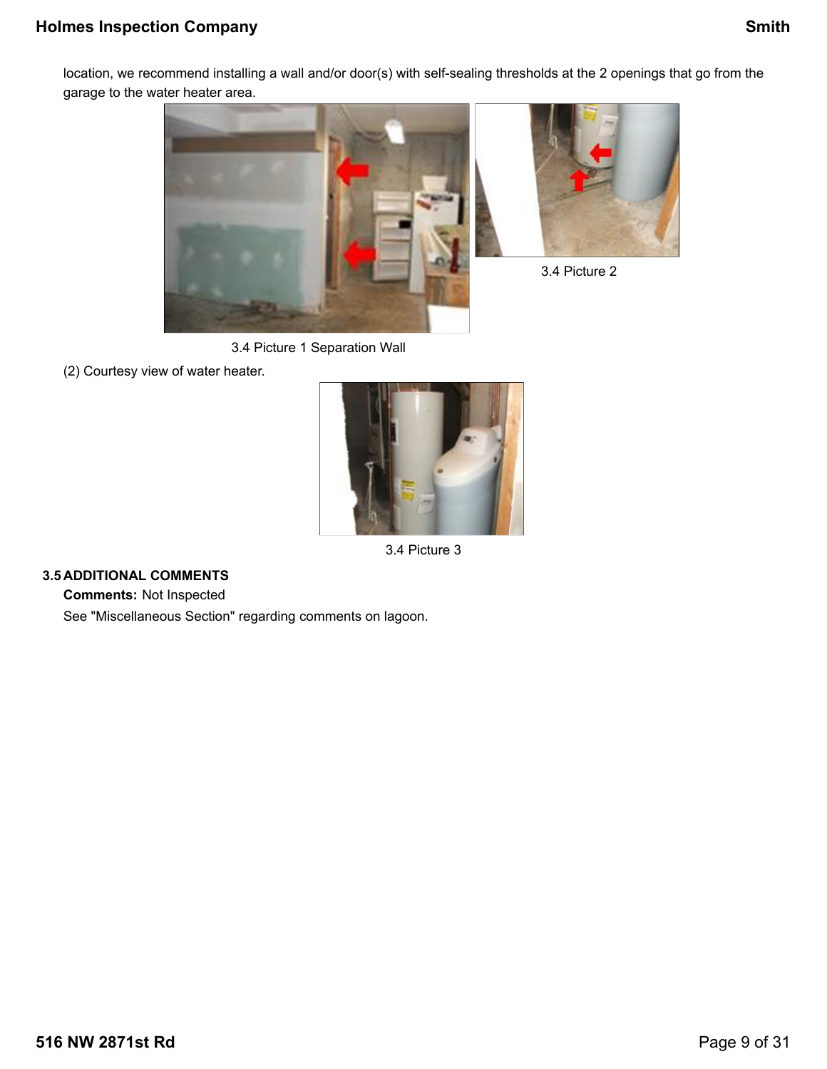location, we recommend installing a wall and/or door(s) with self-sealing thresholds at the 2 openings that go from the garage to the water heater area.

3.4 Picture 1 Separation Wall

3.4 Picture 2

(2) Courtesy view of water heater.

3.4 Picture 3

**3.5 ADDITIONAL COMMENTS**

**Comments:** Not Inspected

See "Miscellaneous Section" regarding comments on lagoon.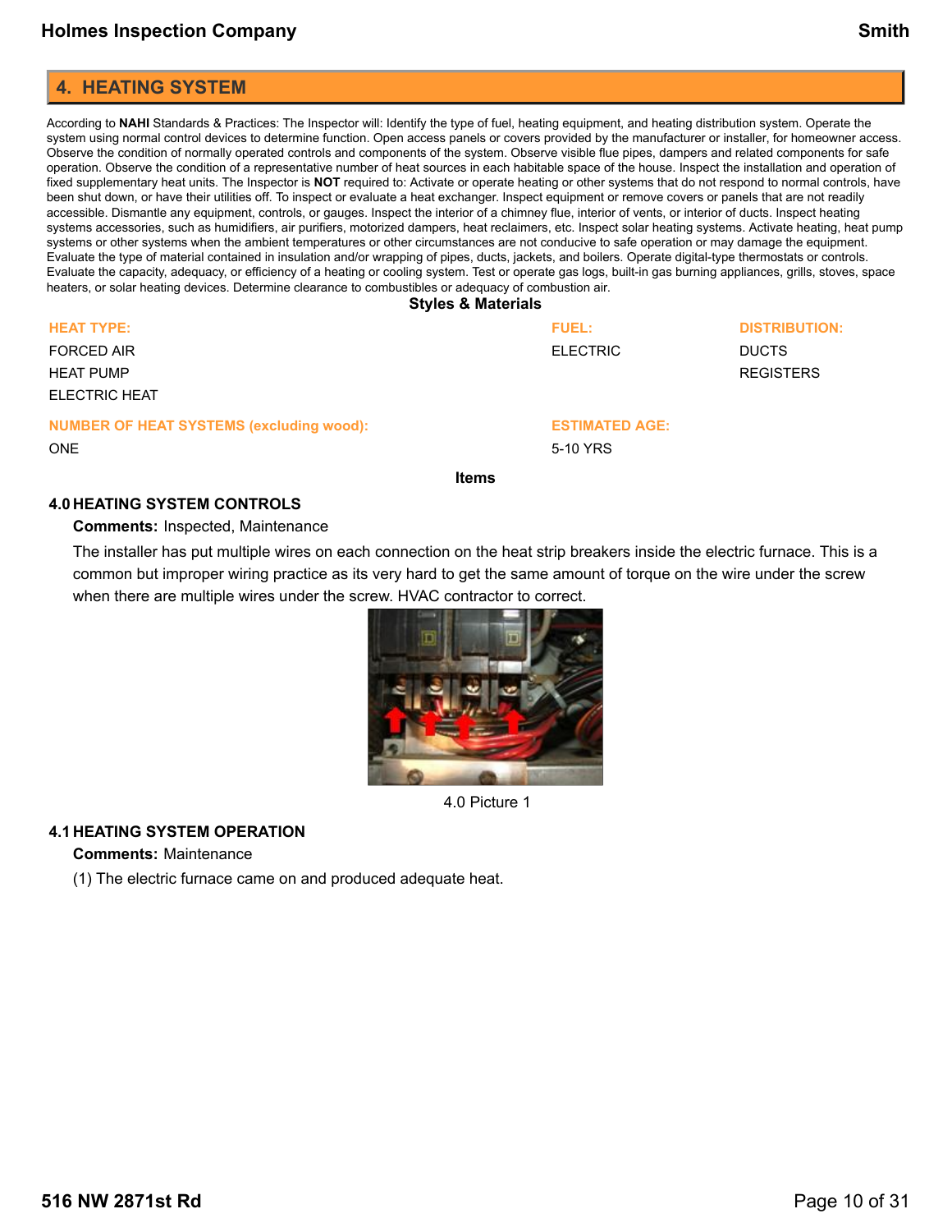## 4. HEATING SYSTEM

According to **NAHI** Standards & Practices: The Inspector will: Identify the type of fuel, heating equipment, and heating distribution system. Operate the system using normal control devices to determine function. Open access panels or covers provided by the manufacturer or installer, for homeowner access. Observe the condition of normally operated controls and components of the system. Observe visible flue pipes, dampers and related components for safe operation. Observe the condition of a representative number of heat sources in each habitable space of the house. Inspect the installation and operation of fixed supplementary heat units. The Inspector is **NOT** required to: Activate or operate heating or other systems that do not respond to normal controls, have been shut down, or have their utilities off. To inspect or evaluate a heat exchanger. Inspect equipment or remove covers or panels that are not readily accessible. Dismantle any equipment, controls, or gauges. Inspect the interior of a chimney flue, interior of vents, or interior of ducts. Inspect heating systems accessories, such as humidifiers, air purifiers, motorized dampers, heat reclaimers, etc. Inspect solar heating systems. Activate heating, heat pump systems or other systems when the ambient temperatures or other circumstances are not conducive to safe operation or may damage the equipment. Evaluate the type of material contained in insulation and/or wrapping of pipes, ducts, jackets, and boilers. Operate digital-type thermostats or controls. Evaluate the capacity, adequacy, or efficiency of a heating or cooling system. Test or operate gas logs, built-in gas burning appliances, grills, stoves, space heaters, or solar heating devices. Determine clearance to combustibles or adequacy of combustion air.

**Styles & Materials**

**HEAT TYPE:**
FORCED AIR
HEAT PUMP
ELECTRIC HEAT

**FUEL:**
ELECTRIC

**DISTRIBUTION:**
DUCTS
REGISTERS

**NUMBER OF HEAT SYSTEMS (excluding wood):**
ONE

**ESTIMATED AGE:**
5-10 YRS

**Items**

### 4.0 HEATING SYSTEM CONTROLS

**Comments:** Inspected, Maintenance

The installer has put multiple wires on each connection on the heat strip breakers inside the electric furnace. This is a common but improper wiring practice as its very hard to get the same amount of torque on the wire under the screw when there are multiple wires under the screw. HVAC contractor to correct.

4.0 Picture 1

### 4.1 HEATING SYSTEM OPERATION

**Comments:** Maintenance

(1) The electric furnace came on and produced adequate heat.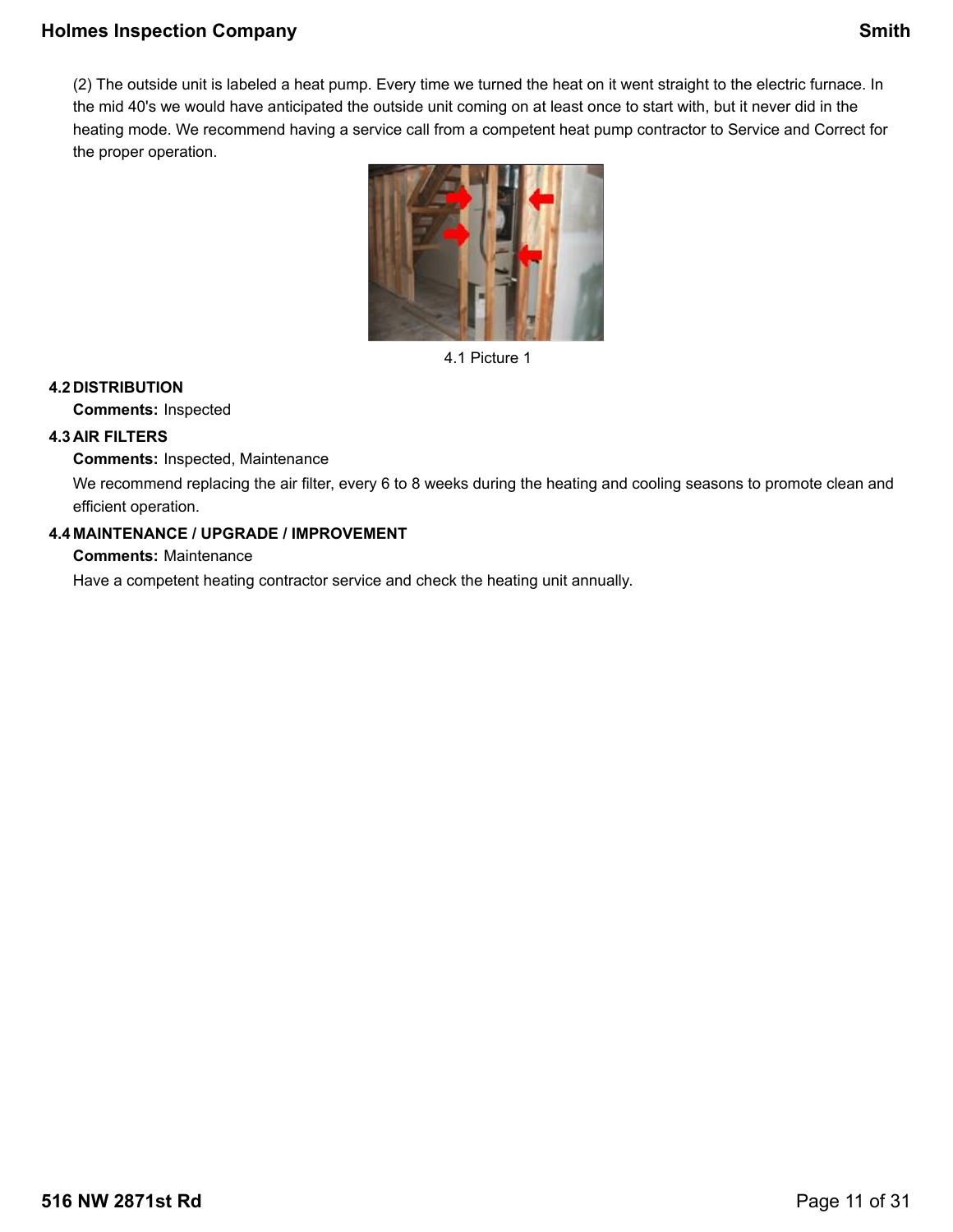(2) The outside unit is labeled a heat pump. Every time we turned the heat on it went straight to the electric furnace. In the mid 40's we would have anticipated the outside unit coming on at least once to start with, but it never did in the heating mode. We recommend having a service call from a competent heat pump contractor to Service and Correct for the proper operation.

4.1 Picture 1

**4.2 DISTRIBUTION**

**Comments:** Inspected

**4.3 AIR FILTERS**

**Comments:** Inspected, Maintenance

We recommend replacing the air filter, every 6 to 8 weeks during the heating and cooling seasons to promote clean and efficient operation.

**4.4 MAINTENANCE / UPGRADE / IMPROVEMENT**

**Comments:** Maintenance

Have a competent heating contractor service and check the heating unit annually.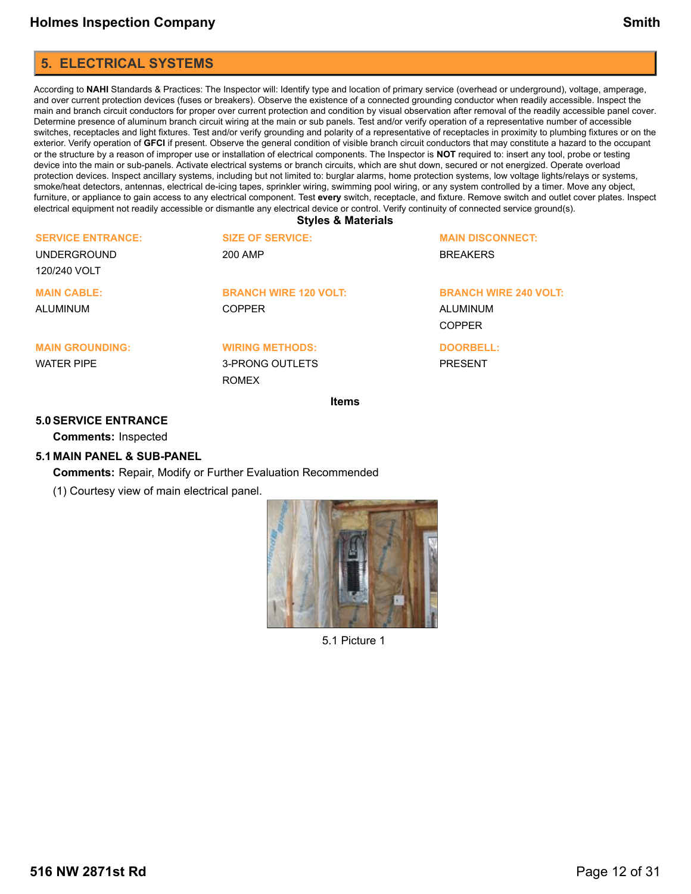## 5. ELECTRICAL SYSTEMS

According to **NAHI** Standards & Practices: The Inspector will: Identify type and location of primary service (overhead or underground), voltage, amperage, and over current protection devices (fuses or breakers). Observe the existence of a connected grounding conductor when readily accessible. Inspect the main and branch circuit conductors for proper over current protection and condition by visual observation after removal of the readily accessible panel cover. Determine presence of aluminum branch circuit wiring at the main or sub panels. Test and/or verify operation of a representative number of accessible switches, receptacles and light fixtures. Test and/or verify grounding and polarity of a representative of receptacles in proximity to plumbing fixtures or on the exterior. Verify operation of **GFCI** if present. Observe the general condition of visible branch circuit conductors that may constitute a hazard to the occupant or the structure by a reason of improper use or installation of electrical components. The Inspector is **NOT** required to: insert any tool, probe or testing device into the main or sub-panels. Activate electrical systems or branch circuits, which are shut down, secured or not energized. Operate overload protection devices. Inspect ancillary systems, including but not limited to: burglar alarms, home protection systems, low voltage lights/relays or systems, smoke/heat detectors, antennas, electrical de-icing tapes, sprinkler wiring, swimming pool wiring, or any system controlled by a timer. Move any object, furniture, or appliance to gain access to any electrical component. Test **every** switch, receptacle, and fixture. Remove switch and outlet cover plates. Inspect electrical equipment not readily accessible or dismantle any electrical device or control. Verify continuity of connected service ground(s).

### Styles & Materials

**SERVICE ENTRANCE:**
UNDERGROUND
120/240 VOLT

**SIZE OF SERVICE:**
200 AMP

**MAIN DISCONNECT:**
BREAKERS

**MAIN CABLE:**
ALUMINUM

**BRANCH WIRE 120 VOLT:**
COPPER

**BRANCH WIRE 240 VOLT:**
ALUMINUM
COPPER

**MAIN GROUNDING:**
WATER PIPE

**WIRING METHODS:**
3-PRONG OUTLETS
ROMEX

**DOORBELL:**
PRESENT

### Items

**5.0 SERVICE ENTRANCE**

**Comments:** Inspected

**5.1 MAIN PANEL & SUB-PANEL**

**Comments:** Repair, Modify or Further Evaluation Recommended

(1) Courtesy view of main electrical panel.

5.1 Picture 1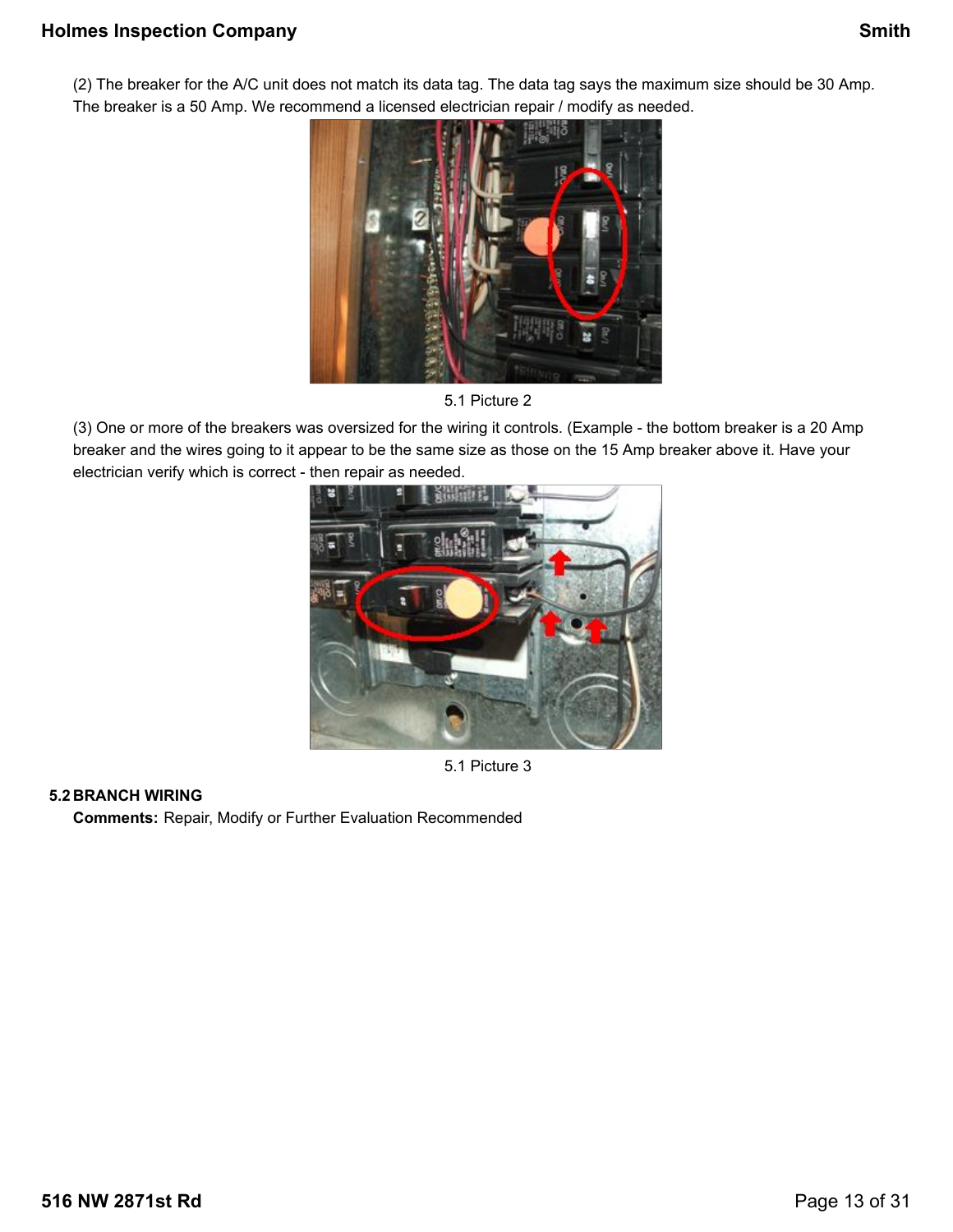(2) The breaker for the A/C unit does not match its data tag. The data tag says the maximum size should be 30 Amp. The breaker is a 50 Amp. We recommend a licensed electrician repair / modify as needed.

5.1 Picture 2

(3) One or more of the breakers was oversized for the wiring it controls. (Example - the bottom breaker is a 20 Amp breaker and the wires going to it appear to be the same size as those on the 15 Amp breaker above it. Have your electrician verify which is correct - then repair as needed.

5.1 Picture 3

**5.2 BRANCH WIRING**

**Comments:** Repair, Modify or Further Evaluation Recommended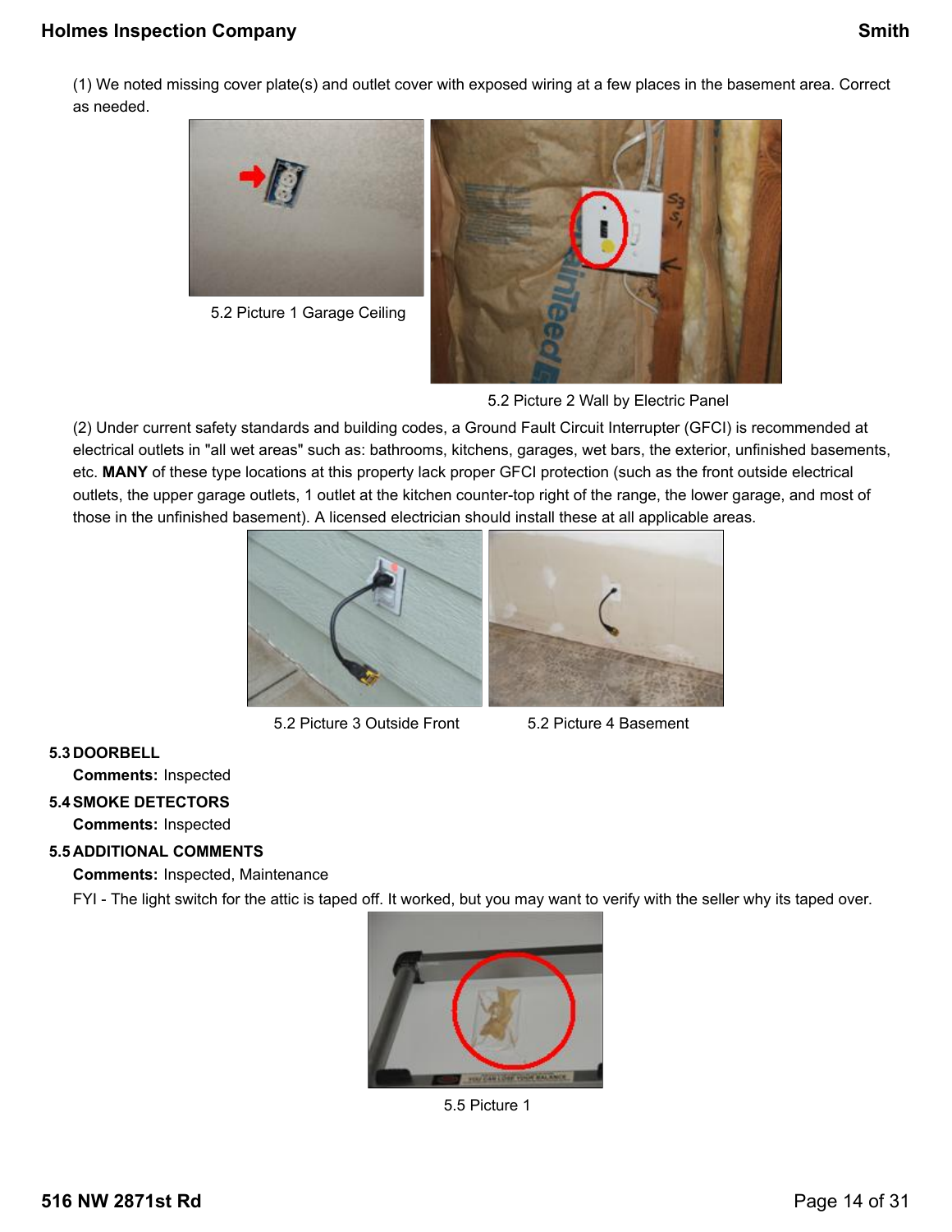(1) We noted missing cover plate(s) and outlet cover with exposed wiring at a few places in the basement area. Correct as needed.

5.2 Picture 1 Garage Ceiling

5.2 Picture 2 Wall by Electric Panel

(2) Under current safety standards and building codes, a Ground Fault Circuit Interrupter (GFCI) is recommended at electrical outlets in "all wet areas" such as: bathrooms, kitchens, garages, wet bars, the exterior, unfinished basements, etc. **MANY** of these type locations at this property lack proper GFCI protection (such as the front outside electrical outlets, the upper garage outlets, 1 outlet at the kitchen counter-top right of the range, the lower garage, and most of those in the unfinished basement). A licensed electrician should install these at all applicable areas.

5.2 Picture 3 Outside Front

5.2 Picture 4 Basement

**5.3 DOORBELL**

**Comments:** Inspected

**5.4 SMOKE DETECTORS**

**Comments:** Inspected

**5.5 ADDITIONAL COMMENTS**

**Comments:** Inspected, Maintenance

FYI - The light switch for the attic is taped off. It worked, but you may want to verify with the seller why its taped over.

5.5 Picture 1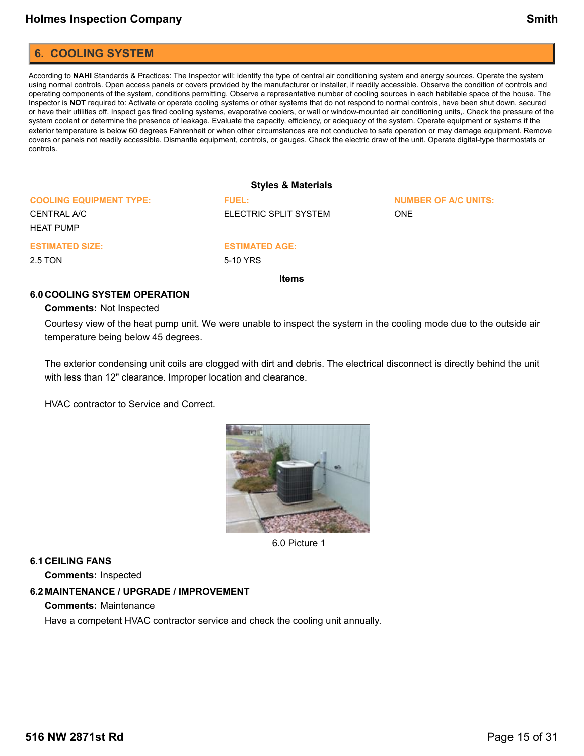## 6. COOLING SYSTEM

According to **NAHI** Standards & Practices: The Inspector will: identify the type of central air conditioning system and energy sources. Operate the system using normal controls. Open access panels or covers provided by the manufacturer or installer, if readily accessible. Observe the condition of controls and operating components of the system, conditions permitting. Observe a representative number of cooling sources in each habitable space of the house. The Inspector is **NOT** required to: Activate or operate cooling systems or other systems that do not respond to normal controls, have been shut down, secured or have their utilities off. Inspect gas fired cooling systems, evaporative coolers, or wall or window-mounted air conditioning units,. Check the pressure of the system coolant or determine the presence of leakage. Evaluate the capacity, efficiency, or adequacy of the system. Operate equipment or systems if the exterior temperature is below 60 degrees Fahrenheit or when other circumstances are not conducive to safe operation or may damage equipment. Remove covers or panels not readily accessible. Dismantle equipment, controls, or gauges. Check the electric draw of the unit. Operate digital-type thermostats or controls.

### Styles & Materials

**COOLING EQUIPMENT TYPE:**
CENTRAL A/C
HEAT PUMP

**FUEL:**
ELECTRIC SPLIT SYSTEM

**NUMBER OF A/C UNITS:**
ONE

**ESTIMATED SIZE:**
2.5 TON

**ESTIMATED AGE:**
5-10 YRS

### Items

**6.0 COOLING SYSTEM OPERATION**

**Comments:** Not Inspected

Courtesy view of the heat pump unit. We were unable to inspect the system in the cooling mode due to the outside air temperature being below 45 degrees.

The exterior condensing unit coils are clogged with dirt and debris. The electrical disconnect is directly behind the unit with less than 12" clearance. Improper location and clearance.

HVAC contractor to Service and Correct.

6.0 Picture 1

**6.1 CEILING FANS**

**Comments:** Inspected

**6.2 MAINTENANCE / UPGRADE / IMPROVEMENT**

**Comments:** Maintenance

Have a competent HVAC contractor service and check the cooling unit annually.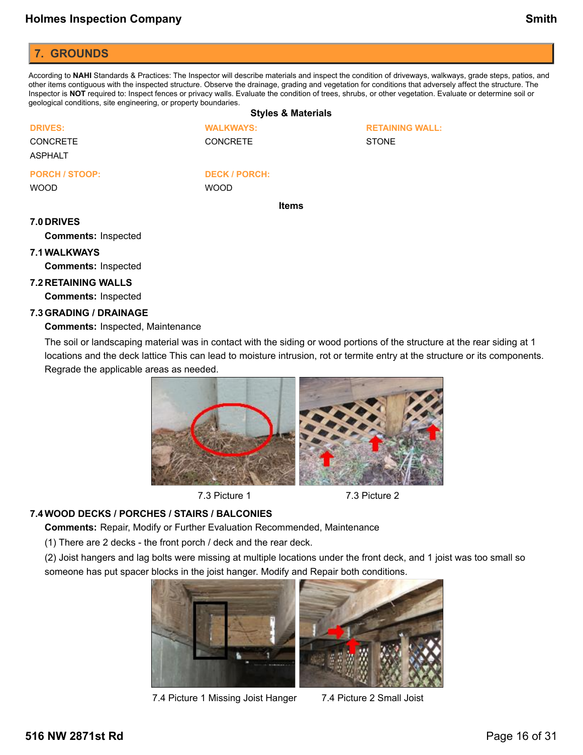## 7. GROUNDS

According to **NAHI** Standards & Practices: The Inspector will describe materials and inspect the condition of driveways, walkways, grade steps, patios, and other items contiguous with the inspected structure. Observe the drainage, grading and vegetation for conditions that adversely affect the structure. The Inspector is **NOT** required to: Inspect fences or privacy walls. Evaluate the condition of trees, shrubs, or other vegetation. Evaluate or determine soil or geological conditions, site engineering, or property boundaries.

### Styles & Materials

**DRIVES:**
CONCRETE
ASPHALT

**WALKWAYS:**
CONCRETE

**RETAINING WALL:**
STONE

**PORCH / STOOP:**
WOOD

**DECK / PORCH:**
WOOD

### Items

**7.0 DRIVES**

**Comments:** Inspected

**7.1 WALKWAYS**

**Comments:** Inspected

**7.2 RETAINING WALLS**

**Comments:** Inspected

**7.3 GRADING / DRAINAGE**

**Comments:** Inspected, Maintenance

The soil or landscaping material was in contact with the siding or wood portions of the structure at the rear siding at 1 locations and the deck lattice This can lead to moisture intrusion, rot or termite entry at the structure or its components. Regrade the applicable areas as needed.

7.3 Picture 1

7.3 Picture 2

**7.4 WOOD DECKS / PORCHES / STAIRS / BALCONIES**

**Comments:** Repair, Modify or Further Evaluation Recommended, Maintenance

(1) There are 2 decks - the front porch / deck and the rear deck.

(2) Joist hangers and lag bolts were missing at multiple locations under the front deck, and 1 joist was too small so someone has put spacer blocks in the joist hanger. Modify and Repair both conditions.

7.4 Picture 1 Missing Joist Hanger

7.4 Picture 2 Small Joist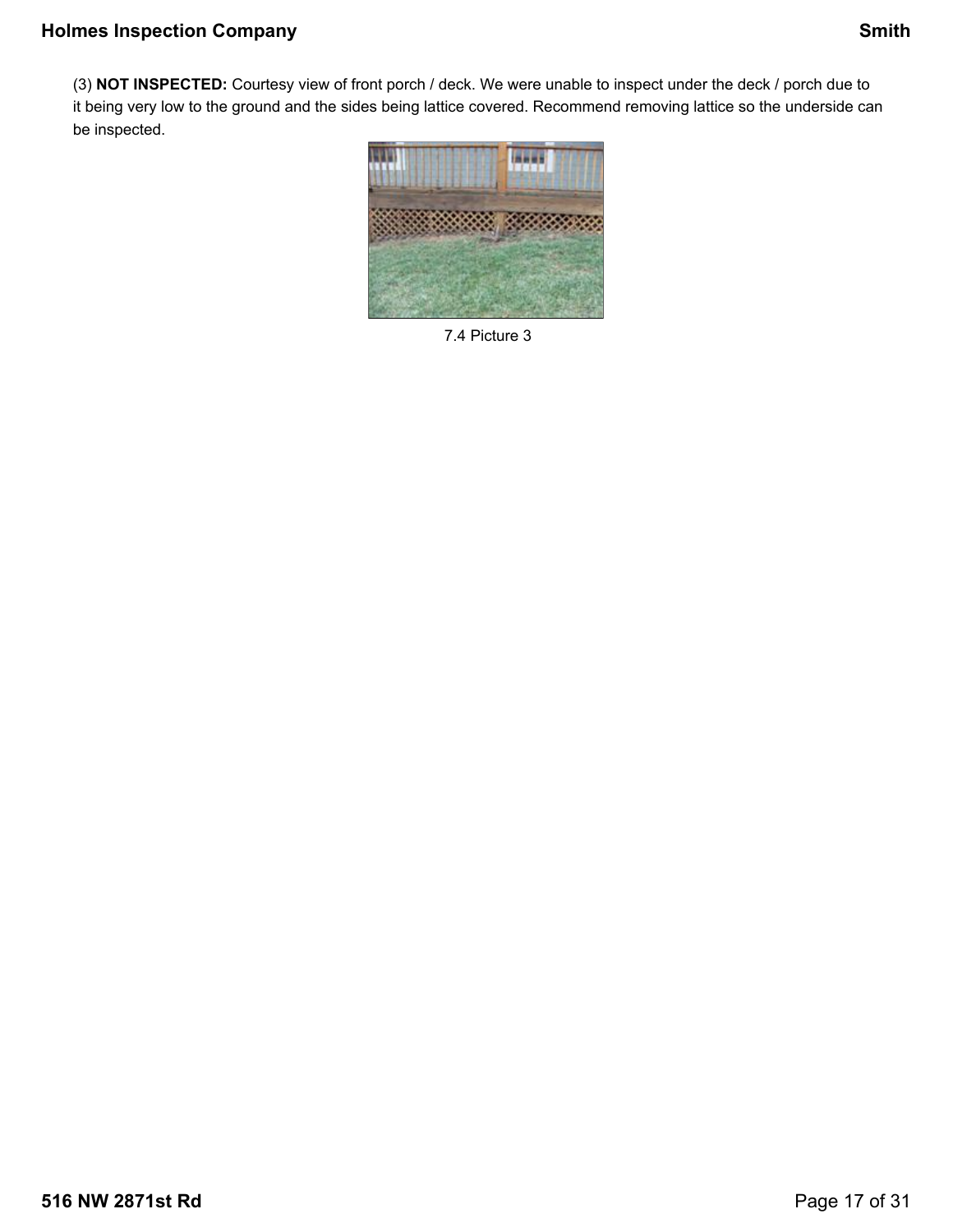(3) **NOT INSPECTED:** Courtesy view of front porch / deck. We were unable to inspect under the deck / porch due to it being very low to the ground and the sides being lattice covered. Recommend removing lattice so the underside can be inspected.

7.4 Picture 3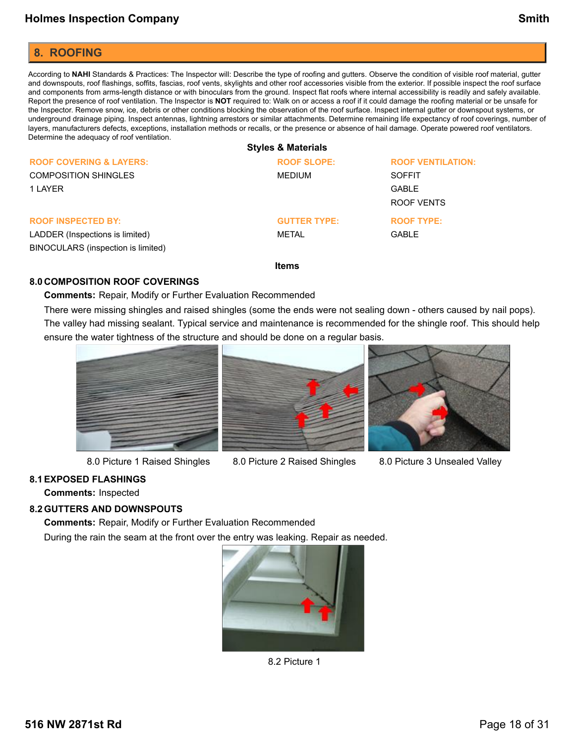## 8. ROOFING

According to **NAHI** Standards & Practices: The Inspector will: Describe the type of roofing and gutters. Observe the condition of visible roof material, gutter and downspouts, roof flashings, soffits, fascias, roof vents, skylights and other roof accessories visible from the exterior. If possible inspect the roof surface and components from arms-length distance or with binoculars from the ground. Inspect flat roofs where internal accessibility is readily and safely available. Report the presence of roof ventilation. The Inspector is **NOT** required to: Walk on or access a roof if it could damage the roofing material or be unsafe for the Inspector. Remove snow, ice, debris or other conditions blocking the observation of the roof surface. Inspect internal gutter or downspout systems, or underground drainage piping. Inspect antennas, lightning arrestors or similar attachments. Determine remaining life expectancy of roof coverings, number of layers, manufacturers defects, exceptions, installation methods or recalls, or the presence or absence of hail damage. Operate powered roof ventilators. Determine the adequacy of roof ventilation.

### Styles & Materials

**ROOF COVERING & LAYERS:**
COMPOSITION SHINGLES
1 LAYER

**ROOF SLOPE:**
MEDIUM

**ROOF VENTILATION:**
SOFFIT
GABLE
ROOF VENTS

**ROOF INSPECTED BY:**
LADDER (Inspections is limited)
BINOCULARS (inspection is limited)

**GUTTER TYPE:**
METAL

**ROOF TYPE:**
GABLE

### Items

**8.0 COMPOSITION ROOF COVERINGS**

**Comments:** Repair, Modify or Further Evaluation Recommended

There were missing shingles and raised shingles (some the ends were not sealing down - others caused by nail pops). The valley had missing sealant. Typical service and maintenance is recommended for the shingle roof. This should help ensure the water tightness of the structure and should be done on a regular basis.

8.0 Picture 1 Raised Shingles

8.0 Picture 2 Raised Shingles

8.0 Picture 3 Unsealed Valley

**8.1 EXPOSED FLASHINGS**

**Comments:** Inspected

**8.2 GUTTERS AND DOWNSPOUTS**

**Comments:** Repair, Modify or Further Evaluation Recommended

During the rain the seam at the front over the entry was leaking. Repair as needed.

8.2 Picture 1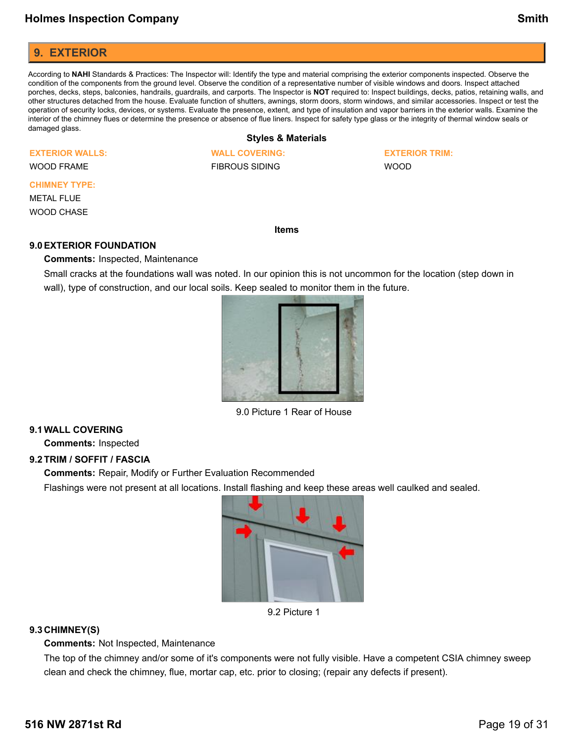## 9. EXTERIOR

According to **NAHI** Standards & Practices: The Inspector will: Identify the type and material comprising the exterior components inspected. Observe the condition of the components from the ground level. Observe the condition of a representative number of visible windows and doors. Inspect attached porches, decks, steps, balconies, handrails, guardrails, and carports. The Inspector is **NOT** required to: Inspect buildings, decks, patios, retaining walls, and other structures detached from the house. Evaluate function of shutters, awnings, storm doors, storm windows, and similar accessories. Inspect or test the operation of security locks, devices, or systems. Evaluate the presence, extent, and type of insulation and vapor barriers in the exterior walls. Examine the interior of the chimney flues or determine the presence or absence of flue liners. Inspect for safety type glass or the integrity of thermal window seals or damaged glass.

### Styles & Materials

**EXTERIOR WALLS:**
WOOD FRAME

**WALL COVERING:**
FIBROUS SIDING

**EXTERIOR TRIM:**
WOOD

**CHIMNEY TYPE:**
METAL FLUE
WOOD CHASE

### Items

**9.0 EXTERIOR FOUNDATION**

**Comments:** Inspected, Maintenance

Small cracks at the foundations wall was noted. In our opinion this is not uncommon for the location (step down in wall), type of construction, and our local soils. Keep sealed to monitor them in the future.

9.0 Picture 1 Rear of House

**9.1 WALL COVERING**

**Comments:** Inspected

**9.2 TRIM / SOFFIT / FASCIA**

**Comments:** Repair, Modify or Further Evaluation Recommended

Flashings were not present at all locations. Install flashing and keep these areas well caulked and sealed.

9.2 Picture 1

**9.3 CHIMNEY(S)**

**Comments:** Not Inspected, Maintenance

The top of the chimney and/or some of it's components were not fully visible. Have a competent CSIA chimney sweep clean and check the chimney, flue, mortar cap, etc. prior to closing; (repair any defects if present).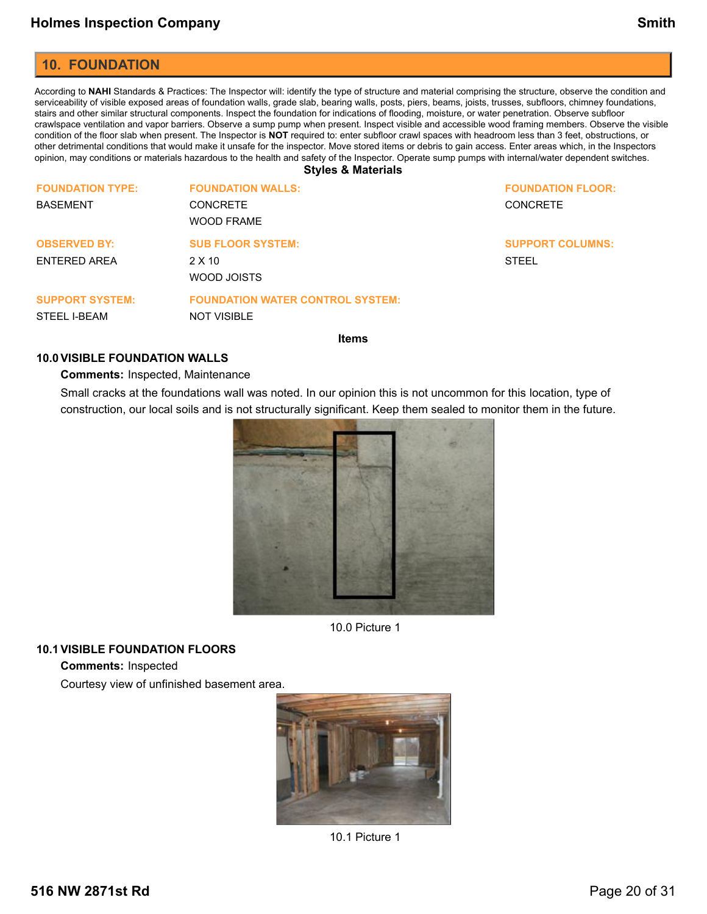## 10. FOUNDATION

According to **NAHI** Standards & Practices: The Inspector will: identify the type of structure and material comprising the structure, observe the condition and serviceability of visible exposed areas of foundation walls, grade slab, bearing walls, posts, piers, beams, joists, trusses, subfloors, chimney foundations, stairs and other similar structural components. Inspect the foundation for indications of flooding, moisture, or water penetration. Observe subfloor crawlspace ventilation and vapor barriers. Observe a sump pump when present. Inspect visible and accessible wood framing members. Observe the visible condition of the floor slab when present. The Inspector is **NOT** required to: enter subfloor crawl spaces with headroom less than 3 feet, obstructions, or other detrimental conditions that would make it unsafe for the inspector. Move stored items or debris to gain access. Enter areas which, in the Inspectors opinion, may conditions or materials hazardous to the health and safety of the Inspector. Operate sump pumps with internal/water dependent switches.

### Styles & Materials

**FOUNDATION TYPE:**
BASEMENT

**FOUNDATION WALLS:**
CONCRETE
WOOD FRAME

**FOUNDATION FLOOR:**
CONCRETE

**OBSERVED BY:**
ENTERED AREA

**SUB FLOOR SYSTEM:**
2 X 10
WOOD JOISTS

**SUPPORT COLUMNS:**
STEEL

**SUPPORT SYSTEM:**
STEEL I-BEAM

**FOUNDATION WATER CONTROL SYSTEM:**
NOT VISIBLE

### Items

#### 10.0 VISIBLE FOUNDATION WALLS

**Comments:** Inspected, Maintenance

Small cracks at the foundations wall was noted. In our opinion this is not uncommon for this location, type of construction, our local soils and is not structurally significant. Keep them sealed to monitor them in the future.

10.0 Picture 1

#### 10.1 VISIBLE FOUNDATION FLOORS

**Comments:** Inspected

Courtesy view of unfinished basement area.

10.1 Picture 1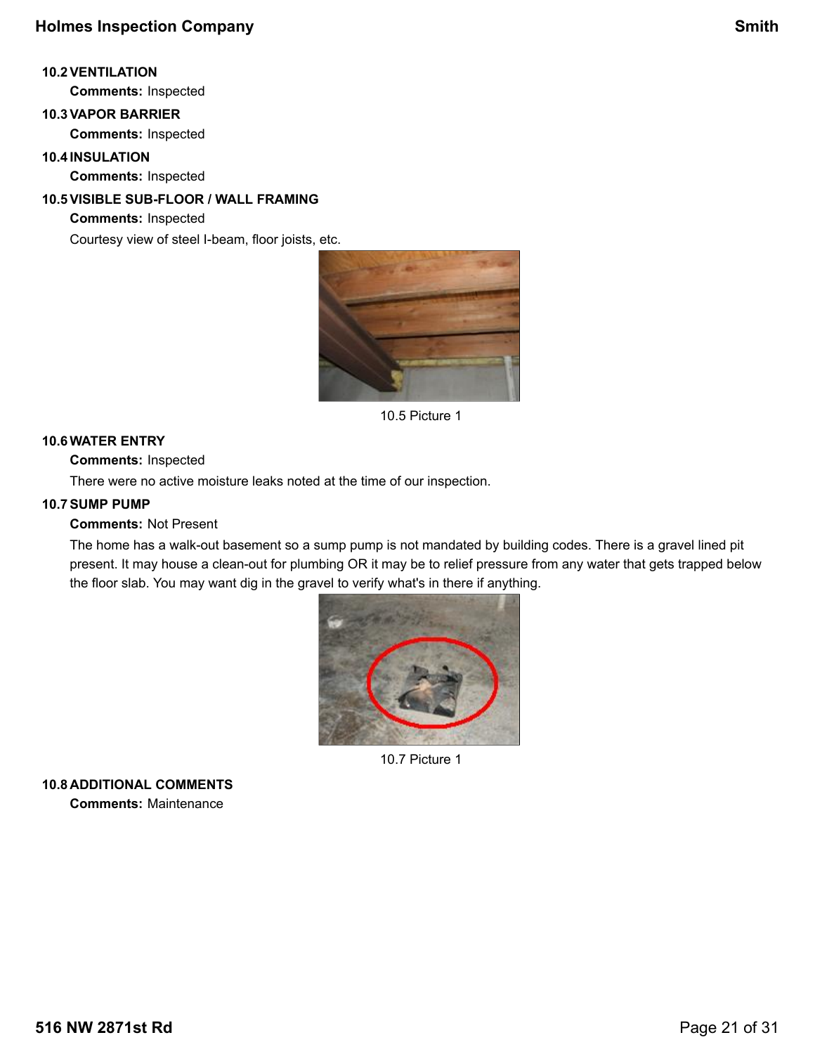### 10.2 VENTILATION

**Comments:** Inspected

### 10.3 VAPOR BARRIER

**Comments:** Inspected

### 10.4 INSULATION

**Comments:** Inspected

### 10.5 VISIBLE SUB-FLOOR / WALL FRAMING

**Comments:** Inspected

Courtesy view of steel I-beam, floor joists, etc.

10.5 Picture 1

### 10.6 WATER ENTRY

**Comments:** Inspected

There were no active moisture leaks noted at the time of our inspection.

### 10.7 SUMP PUMP

**Comments:** Not Present

The home has a walk-out basement so a sump pump is not mandated by building codes. There is a gravel lined pit present. It may house a clean-out for plumbing OR it may be to relief pressure from any water that gets trapped below the floor slab. You may want dig in the gravel to verify what's in there if anything.

10.7 Picture 1

### 10.8 ADDITIONAL COMMENTS

**Comments:** Maintenance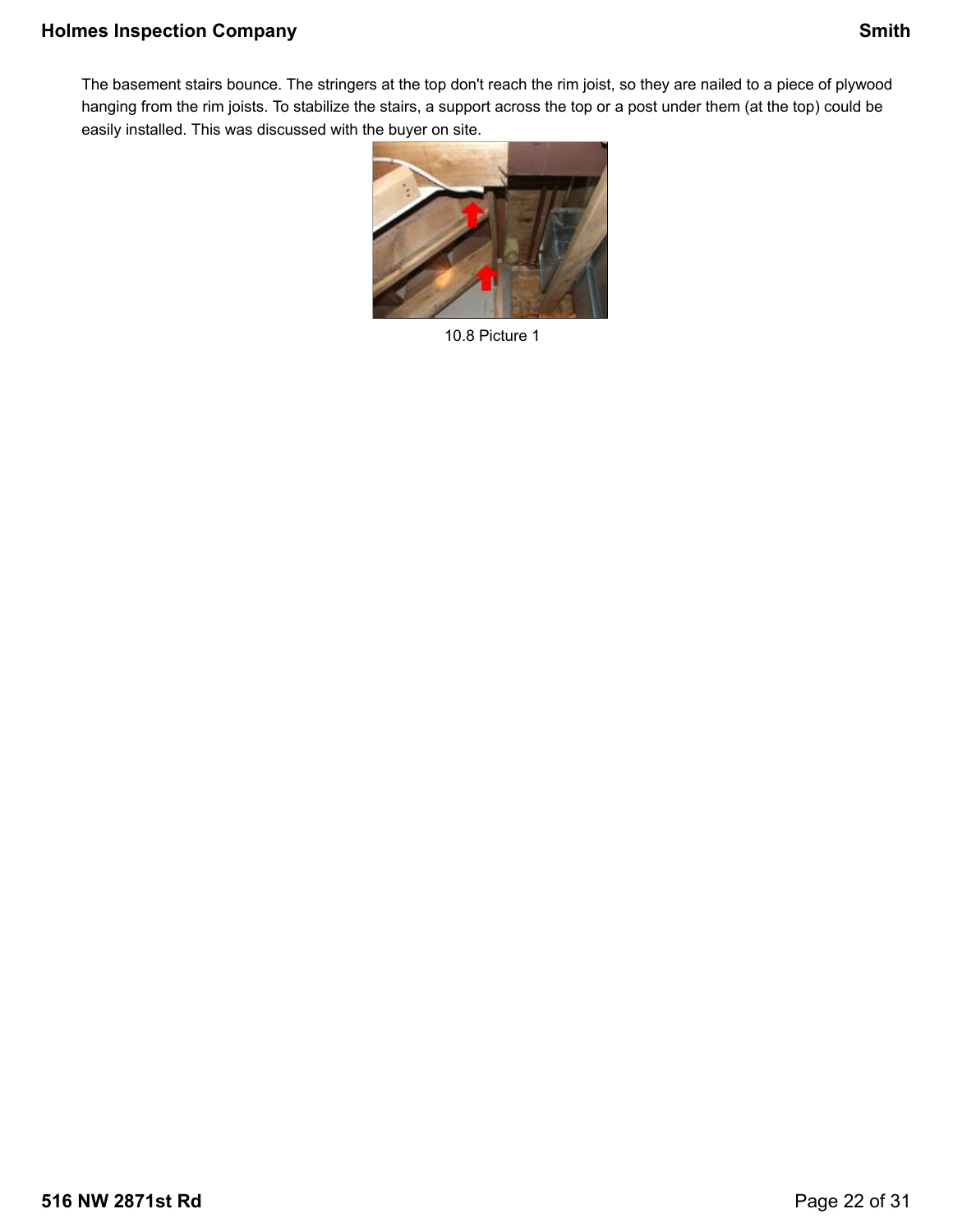The basement stairs bounce. The stringers at the top don't reach the rim joist, so they are nailed to a piece of plywood hanging from the rim joists. To stabilize the stairs, a support across the top or a post under them (at the top) could be easily installed. This was discussed with the buyer on site.

10.8 Picture 1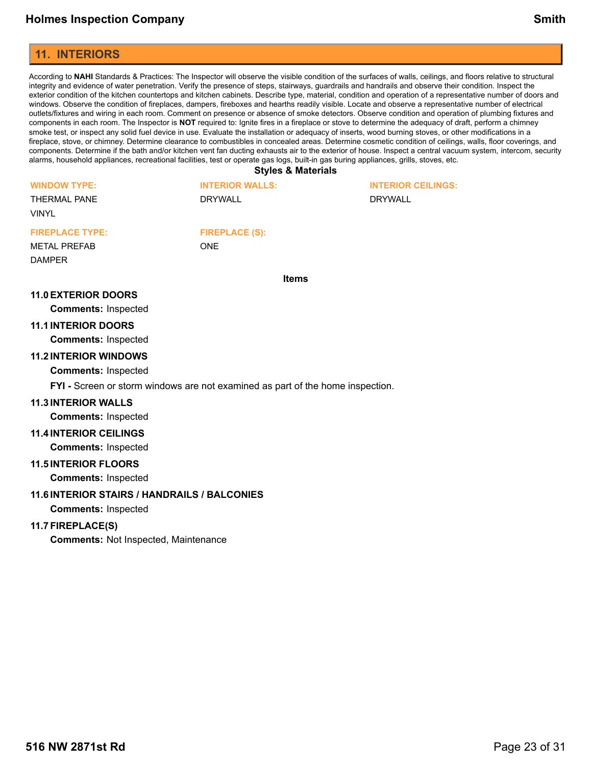## 11. INTERIORS

According to **NAHI** Standards & Practices: The Inspector will observe the visible condition of the surfaces of walls, ceilings, and floors relative to structural integrity and evidence of water penetration. Verify the presence of steps, stairways, guardrails and handrails and observe their condition. Inspect the exterior condition of the kitchen countertops and kitchen cabinets. Describe type, material, condition and operation of a representative number of doors and windows. Observe the condition of fireplaces, dampers, fireboxes and hearths readily visible. Locate and observe a representative number of electrical outlets/fixtures and wiring in each room. Comment on presence or absence of smoke detectors. Observe condition and operation of plumbing fixtures and components in each room. The Inspector is **NOT** required to: Ignite fires in a fireplace or stove to determine the adequacy of draft, perform a chimney smoke test, or inspect any solid fuel device in use. Evaluate the installation or adequacy of inserts, wood burning stoves, or other modifications in a fireplace, stove, or chimney. Determine clearance to combustibles in concealed areas. Determine cosmetic condition of ceilings, walls, floor coverings, and components. Determine if the bath and/or kitchen vent fan ducting exhausts air to the exterior of house. Inspect a central vacuum system, intercom, security alarms, household appliances, recreational facilities, test or operate gas logs, built-in gas buring appliances, grills, stoves, etc.

### Styles & Materials

**WINDOW TYPE:**
THERMAL PANE
VINYL

**INTERIOR WALLS:**
DRYWALL

**INTERIOR CEILINGS:**
DRYWALL

**FIREPLACE TYPE:**
METAL PREFAB
DAMPER

**FIREPLACE (S):**
ONE

### Items

**11.0 EXTERIOR DOORS**

**Comments:** Inspected

**11.1 INTERIOR DOORS**

**Comments:** Inspected

**11.2 INTERIOR WINDOWS**

**Comments:** Inspected

**FYI -** Screen or storm windows are not examined as part of the home inspection.

**11.3 INTERIOR WALLS**

**Comments:** Inspected

**11.4 INTERIOR CEILINGS**

**Comments:** Inspected

**11.5 INTERIOR FLOORS**

**Comments:** Inspected

**11.6 INTERIOR STAIRS / HANDRAILS / BALCONIES**

**Comments:** Inspected

**11.7 FIREPLACE(S)**

**Comments:** Not Inspected, Maintenance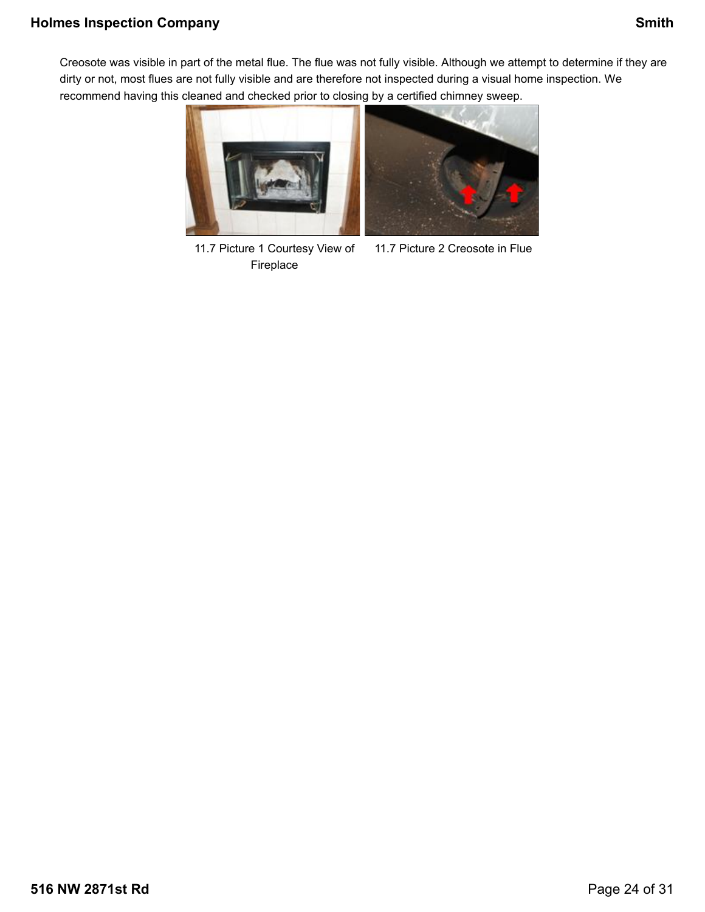Creosote was visible in part of the metal flue. The flue was not fully visible. Although we attempt to determine if they are dirty or not, most flues are not fully visible and are therefore not inspected during a visual home inspection. We recommend having this cleaned and checked prior to closing by a certified chimney sweep.

11.7 Picture 1 Courtesy View of Fireplace

11.7 Picture 2 Creosote in Flue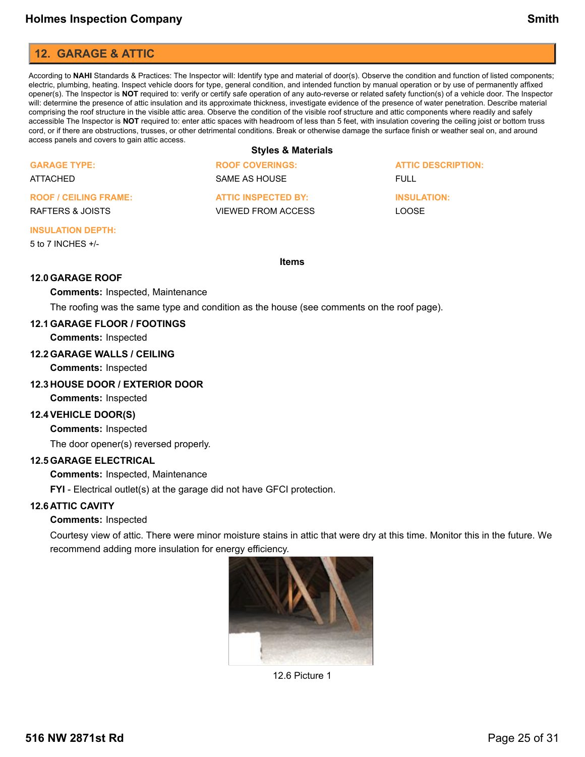## 12. GARAGE & ATTIC

According to **NAHI** Standards & Practices: The Inspector will: Identify type and material of door(s). Observe the condition and function of listed components; electric, plumbing, heating. Inspect vehicle doors for type, general condition, and intended function by manual operation or by use of permanently affixed opener(s). The Inspector is **NOT** required to: verify or certify safe operation of any auto-reverse or related safety function(s) of a vehicle door. The Inspector will: determine the presence of attic insulation and its approximate thickness, investigate evidence of the presence of water penetration. Describe material comprising the roof structure in the visible attic area. Observe the condition of the visible roof structure and attic components where readily and safely accessible The Inspector is **NOT** required to: enter attic spaces with headroom of less than 5 feet, with insulation covering the ceiling joist or bottom truss cord, or if there are obstructions, trusses, or other detrimental conditions. Break or otherwise damage the surface finish or weather seal on, and around access panels and covers to gain attic access.

### Styles & Materials

**GARAGE TYPE:**
ATTACHED

**ROOF COVERINGS:**
SAME AS HOUSE

**ATTIC DESCRIPTION:**
FULL

**ROOF / CEILING FRAME:**
RAFTERS & JOISTS

**ATTIC INSPECTED BY:**
VIEWED FROM ACCESS

**INSULATION:**
LOOSE

**INSULATION DEPTH:**
5 to 7 INCHES +/-

### Items

**12.0 GARAGE ROOF**

**Comments:** Inspected, Maintenance

The roofing was the same type and condition as the house (see comments on the roof page).

**12.1 GARAGE FLOOR / FOOTINGS**

**Comments:** Inspected

**12.2 GARAGE WALLS / CEILING**

**Comments:** Inspected

**12.3 HOUSE DOOR / EXTERIOR DOOR**

**Comments:** Inspected

**12.4 VEHICLE DOOR(S)**

**Comments:** Inspected

The door opener(s) reversed properly.

**12.5 GARAGE ELECTRICAL**

**Comments:** Inspected, Maintenance

**FYI** - Electrical outlet(s) at the garage did not have GFCI protection.

**12.6 ATTIC CAVITY**

**Comments:** Inspected

Courtesy view of attic. There were minor moisture stains in attic that were dry at this time. Monitor this in the future. We recommend adding more insulation for energy efficiency.

12.6 Picture 1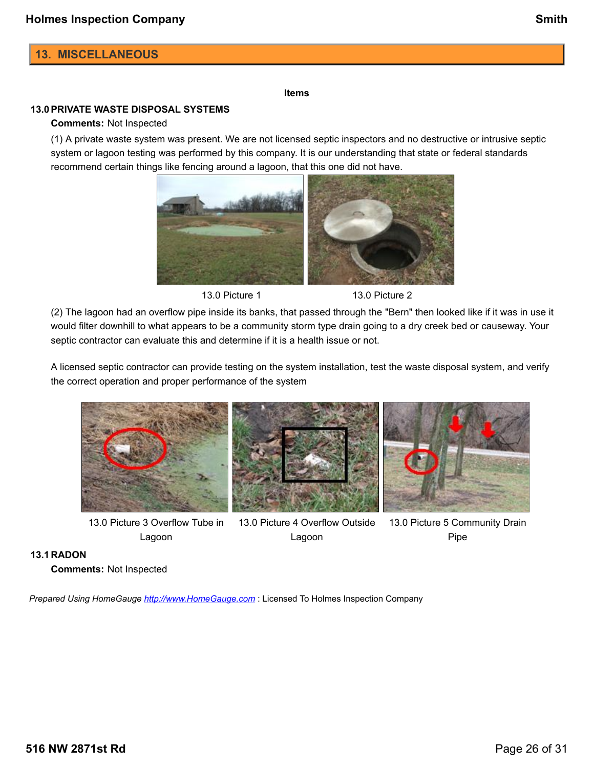## 13. MISCELLANEOUS

**Items**

### 13.0 PRIVATE WASTE DISPOSAL SYSTEMS

**Comments:** Not Inspected

(1) A private waste system was present. We are not licensed septic inspectors and no destructive or intrusive septic system or lagoon testing was performed by this company. It is our understanding that state or federal standards recommend certain things like fencing around a lagoon, that this one did not have.

13.0 Picture 1

13.0 Picture 2

(2) The lagoon had an overflow pipe inside its banks, that passed through the "Bern" then looked like if it was in use it would filter downhill to what appears to be a community storm type drain going to a dry creek bed or causeway. Your septic contractor can evaluate this and determine if it is a health issue or not.

A licensed septic contractor can provide testing on the system installation, test the waste disposal system, and verify the correct operation and proper performance of the system

13.0 Picture 3 Overflow Tube in Lagoon

13.0 Picture 4 Overflow Outside Lagoon

13.0 Picture 5 Community Drain Pipe

### 13.1 RADON

**Comments:** Not Inspected

*Prepared Using HomeGauge http://www.HomeGauge.com* : Licensed To Holmes Inspection Company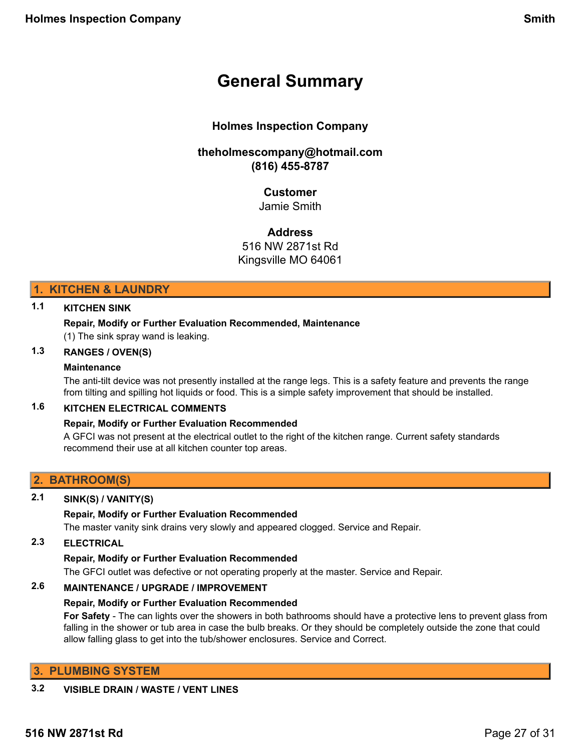# General Summary

**Holmes Inspection Company**

**theholmescompany@hotmail.com**
**(816) 455-8787**

**Customer**
Jamie Smith

**Address**
516 NW 2871st Rd
Kingsville MO 64061

## 1. KITCHEN & LAUNDRY

### 1.1 KITCHEN SINK

**Repair, Modify or Further Evaluation Recommended, Maintenance**

(1) The sink spray wand is leaking.

### 1.3 RANGES / OVEN(S)

**Maintenance**

The anti-tilt device was not presently installed at the range legs. This is a safety feature and prevents the range from tilting and spilling hot liquids or food. This is a simple safety improvement that should be installed.

### 1.6 KITCHEN ELECTRICAL COMMENTS

**Repair, Modify or Further Evaluation Recommended**

A GFCI was not present at the electrical outlet to the right of the kitchen range. Current safety standards recommend their use at all kitchen counter top areas.

## 2. BATHROOM(S)

### 2.1 SINK(S) / VANITY(S)

**Repair, Modify or Further Evaluation Recommended**

The master vanity sink drains very slowly and appeared clogged. Service and Repair.

### 2.3 ELECTRICAL

**Repair, Modify or Further Evaluation Recommended**

The GFCI outlet was defective or not operating properly at the master. Service and Repair.

### 2.6 MAINTENANCE / UPGRADE / IMPROVEMENT

**Repair, Modify or Further Evaluation Recommended**

**For Safety** - The can lights over the showers in both bathrooms should have a protective lens to prevent glass from falling in the shower or tub area in case the bulb breaks. Or they should be completely outside the zone that could allow falling glass to get into the tub/shower enclosures. Service and Correct.

## 3. PLUMBING SYSTEM

### 3.2 VISIBLE DRAIN / WASTE / VENT LINES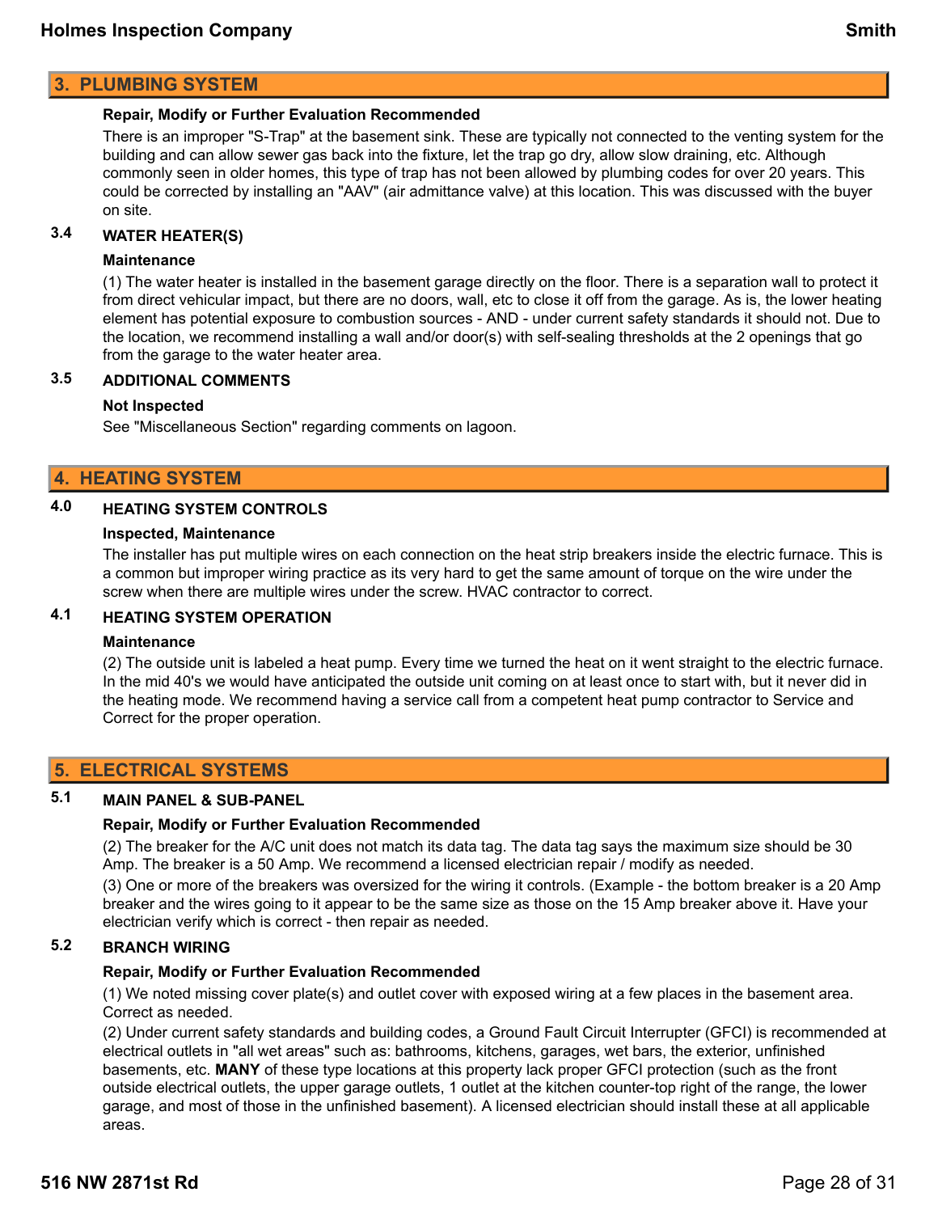## 3. PLUMBING SYSTEM

**Repair, Modify or Further Evaluation Recommended**

There is an improper "S-Trap" at the basement sink. These are typically not connected to the venting system for the building and can allow sewer gas back into the fixture, let the trap go dry, allow slow draining, etc. Although commonly seen in older homes, this type of trap has not been allowed by plumbing codes for over 20 years. This could be corrected by installing an "AAV" (air admittance valve) at this location. This was discussed with the buyer on site.

### 3.4 WATER HEATER(S)

**Maintenance**

(1) The water heater is installed in the basement garage directly on the floor. There is a separation wall to protect it from direct vehicular impact, but there are no doors, wall, etc to close it off from the garage. As is, the lower heating element has potential exposure to combustion sources - AND - under current safety standards it should not. Due to the location, we recommend installing a wall and/or door(s) with self-sealing thresholds at the 2 openings that go from the garage to the water heater area.

### 3.5 ADDITIONAL COMMENTS

**Not Inspected**

See "Miscellaneous Section" regarding comments on lagoon.

## 4. HEATING SYSTEM

### 4.0 HEATING SYSTEM CONTROLS

**Inspected, Maintenance**

The installer has put multiple wires on each connection on the heat strip breakers inside the electric furnace. This is a common but improper wiring practice as its very hard to get the same amount of torque on the wire under the screw when there are multiple wires under the screw. HVAC contractor to correct.

### 4.1 HEATING SYSTEM OPERATION

**Maintenance**

(2) The outside unit is labeled a heat pump. Every time we turned the heat on it went straight to the electric furnace. In the mid 40's we would have anticipated the outside unit coming on at least once to start with, but it never did in the heating mode. We recommend having a service call from a competent heat pump contractor to Service and Correct for the proper operation.

## 5. ELECTRICAL SYSTEMS

### 5.1 MAIN PANEL & SUB-PANEL

**Repair, Modify or Further Evaluation Recommended**

(2) The breaker for the A/C unit does not match its data tag. The data tag says the maximum size should be 30 Amp. The breaker is a 50 Amp. We recommend a licensed electrician repair / modify as needed.

(3) One or more of the breakers was oversized for the wiring it controls. (Example - the bottom breaker is a 20 Amp breaker and the wires going to it appear to be the same size as those on the 15 Amp breaker above it. Have your electrician verify which is correct - then repair as needed.

### 5.2 BRANCH WIRING

**Repair, Modify or Further Evaluation Recommended**

(1) We noted missing cover plate(s) and outlet cover with exposed wiring at a few places in the basement area. Correct as needed.

(2) Under current safety standards and building codes, a Ground Fault Circuit Interrupter (GFCI) is recommended at electrical outlets in "all wet areas" such as: bathrooms, kitchens, garages, wet bars, the exterior, unfinished basements, etc. **MANY** of these type locations at this property lack proper GFCI protection (such as the front outside electrical outlets, the upper garage outlets, 1 outlet at the kitchen counter-top right of the range, the lower garage, and most of those in the unfinished basement). A licensed electrician should install these at all applicable areas.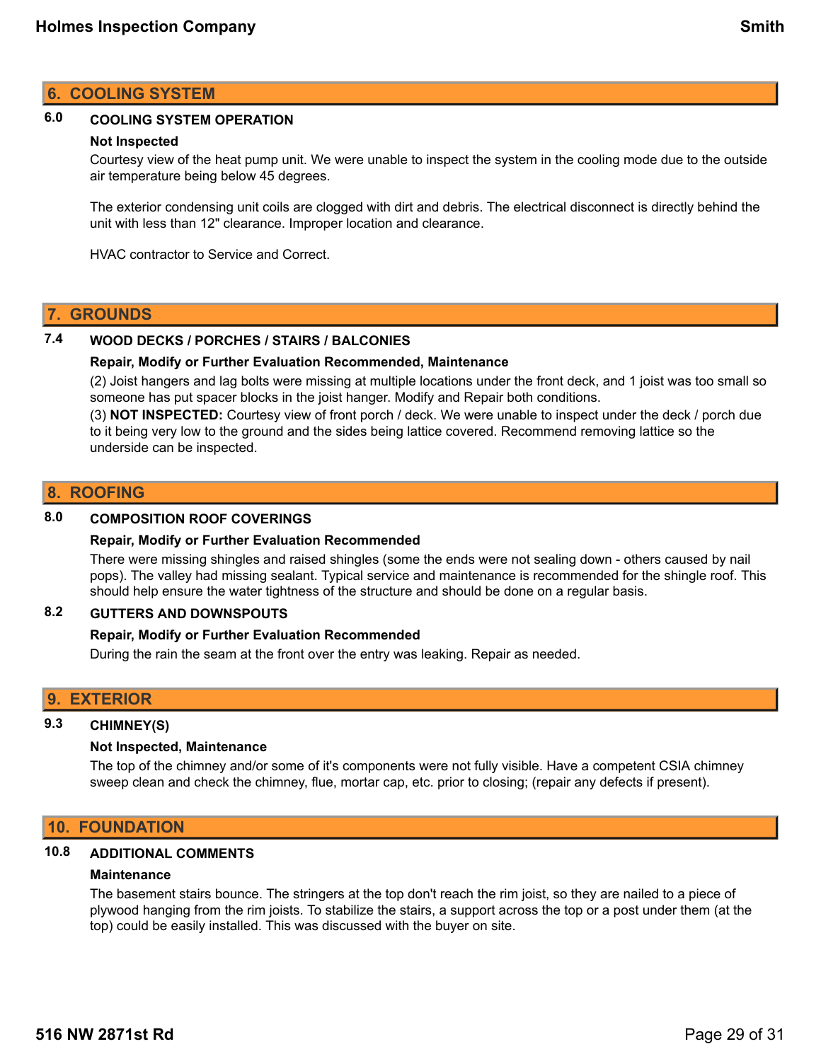## 6. COOLING SYSTEM

### 6.0 COOLING SYSTEM OPERATION

**Not Inspected**

Courtesy view of the heat pump unit. We were unable to inspect the system in the cooling mode due to the outside air temperature being below 45 degrees.

The exterior condensing unit coils are clogged with dirt and debris. The electrical disconnect is directly behind the unit with less than 12" clearance. Improper location and clearance.

HVAC contractor to Service and Correct.

## 7. GROUNDS

### 7.4 WOOD DECKS / PORCHES / STAIRS / BALCONIES

**Repair, Modify or Further Evaluation Recommended, Maintenance**

(2) Joist hangers and lag bolts were missing at multiple locations under the front deck, and 1 joist was too small so someone has put spacer blocks in the joist hanger. Modify and Repair both conditions.

(3) **NOT INSPECTED:** Courtesy view of front porch / deck. We were unable to inspect under the deck / porch due to it being very low to the ground and the sides being lattice covered. Recommend removing lattice so the underside can be inspected.

## 8. ROOFING

### 8.0 COMPOSITION ROOF COVERINGS

**Repair, Modify or Further Evaluation Recommended**

There were missing shingles and raised shingles (some the ends were not sealing down - others caused by nail pops). The valley had missing sealant. Typical service and maintenance is recommended for the shingle roof. This should help ensure the water tightness of the structure and should be done on a regular basis.

### 8.2 GUTTERS AND DOWNSPOUTS

**Repair, Modify or Further Evaluation Recommended**

During the rain the seam at the front over the entry was leaking. Repair as needed.

## 9. EXTERIOR

### 9.3 CHIMNEY(S)

**Not Inspected, Maintenance**

The top of the chimney and/or some of it's components were not fully visible. Have a competent CSIA chimney sweep clean and check the chimney, flue, mortar cap, etc. prior to closing; (repair any defects if present).

## 10. FOUNDATION

### 10.8 ADDITIONAL COMMENTS

**Maintenance**

The basement stairs bounce. The stringers at the top don't reach the rim joist, so they are nailed to a piece of plywood hanging from the rim joists. To stabilize the stairs, a support across the top or a post under them (at the top) could be easily installed. This was discussed with the buyer on site.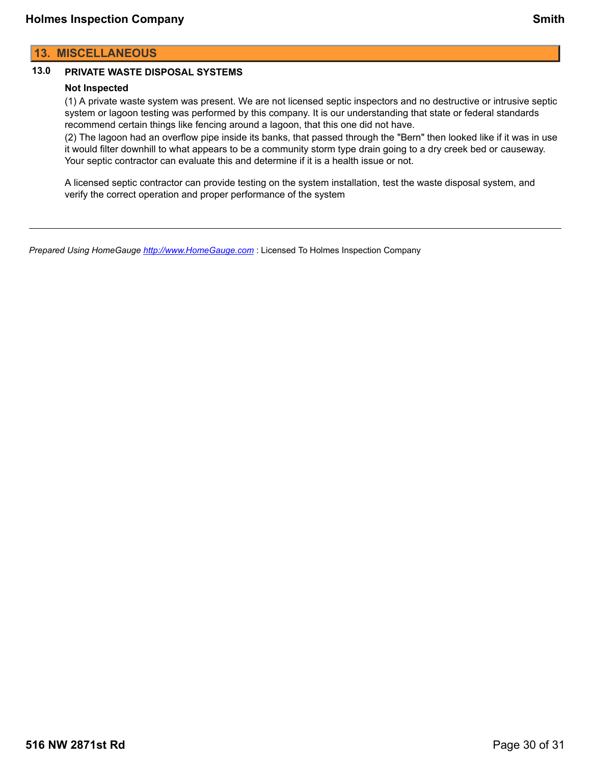## 13. MISCELLANEOUS

### 13.0 PRIVATE WASTE DISPOSAL SYSTEMS

**Not Inspected**

(1) A private waste system was present. We are not licensed septic inspectors and no destructive or intrusive septic system or lagoon testing was performed by this company. It is our understanding that state or federal standards recommend certain things like fencing around a lagoon, that this one did not have.
(2) The lagoon had an overflow pipe inside its banks, that passed through the "Bern" then looked like if it was in use it would filter downhill to what appears to be a community storm type drain going to a dry creek bed or causeway. Your septic contractor can evaluate this and determine if it is a health issue or not.

A licensed septic contractor can provide testing on the system installation, test the waste disposal system, and verify the correct operation and proper performance of the system

---

*Prepared Using HomeGauge* [*http://www.HomeGauge.com*](http://www.HomeGauge.com) : Licensed To Holmes Inspection Company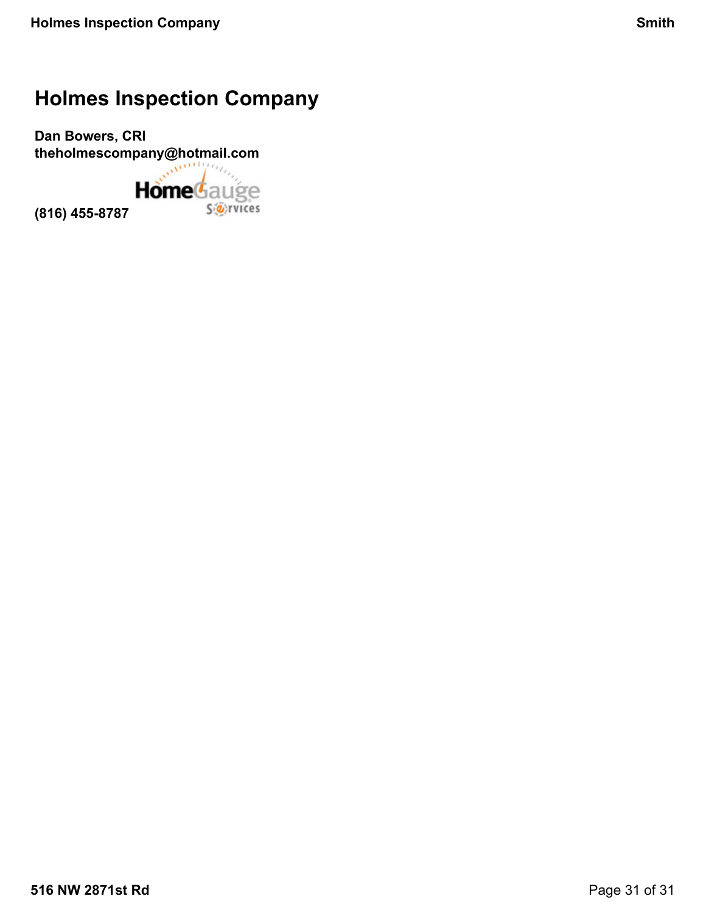# Holmes Inspection Company

**Dan Bowers, CRI**
**theholmescompany@hotmail.com**

**(816) 455-8787**